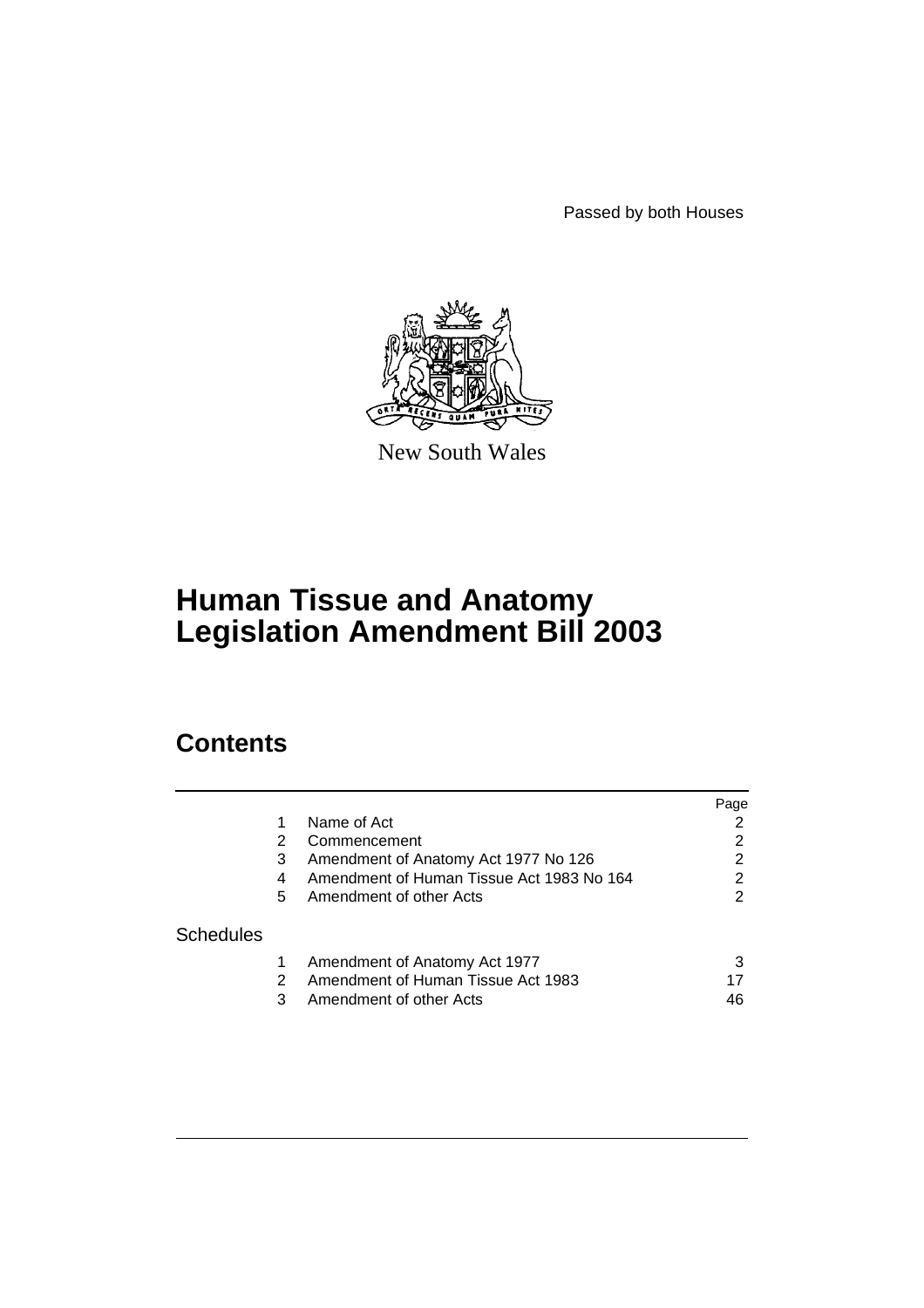Passed by both Houses

New South Wales

# Human Tissue and Anatomy Legislation Amendment Bill 2003

## Contents

| | | | Page |
|---|---|---|---|
| | 1 | Name of Act | 2 |
| | 2 | Commencement | 2 |
| | 3 | Amendment of Anatomy Act 1977 No 126 | 2 |
| | 4 | Amendment of Human Tissue Act 1983 No 164 | 2 |
| | 5 | Amendment of other Acts | 2 |
| Schedules | | | |
| | 1 | Amendment of Anatomy Act 1977 | 3 |
| | 2 | Amendment of Human Tissue Act 1983 | 17 |
| | 3 | Amendment of other Acts | 46 |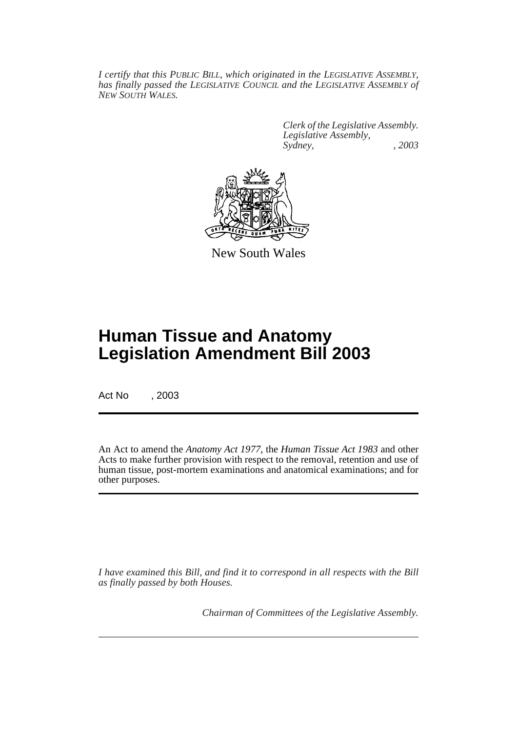*I certify that this PUBLIC BILL, which originated in the LEGISLATIVE ASSEMBLY, has finally passed the LEGISLATIVE COUNCIL and the LEGISLATIVE ASSEMBLY of NEW SOUTH WALES.*

*Clerk of the Legislative Assembly.*
*Legislative Assembly,*
*Sydney, , 2003*

New South Wales

# Human Tissue and Anatomy Legislation Amendment Bill 2003

Act No , 2003

An Act to amend the *Anatomy Act 1977*, the *Human Tissue Act 1983* and other Acts to make further provision with respect to the removal, retention and use of human tissue, post-mortem examinations and anatomical examinations; and for other purposes.

*I have examined this Bill, and find it to correspond in all respects with the Bill as finally passed by both Houses.*

*Chairman of Committees of the Legislative Assembly.*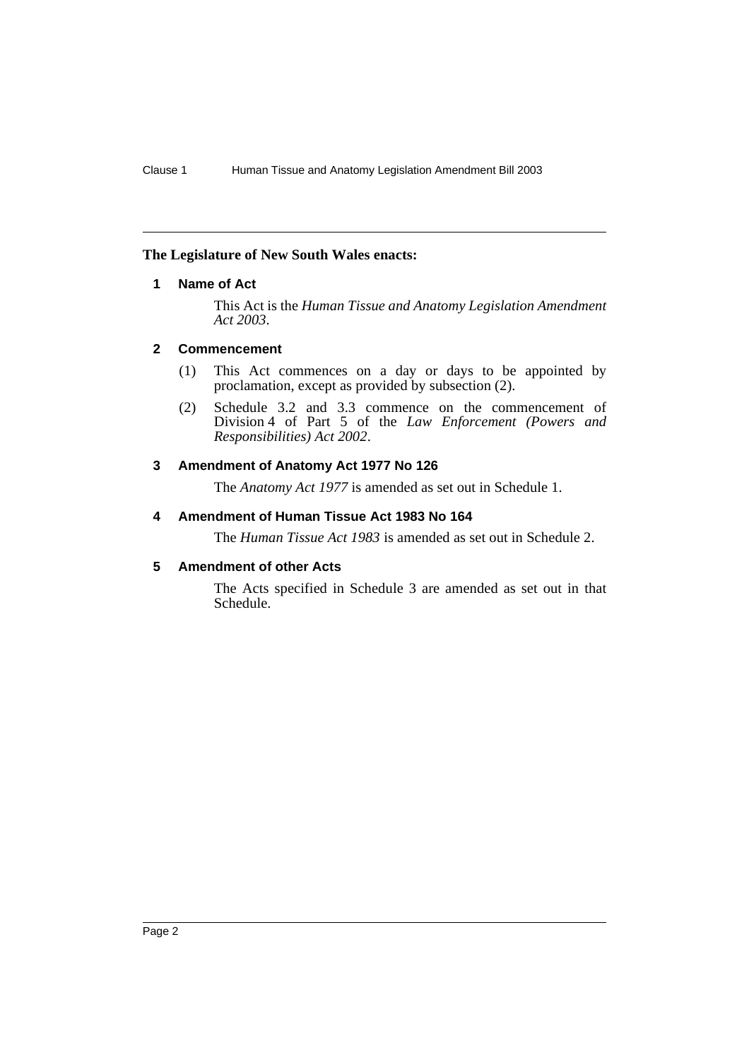**The Legislature of New South Wales enacts:**

### 1 Name of Act

This Act is the *Human Tissue and Anatomy Legislation Amendment Act 2003*.

### 2 Commencement

(1) This Act commences on a day or days to be appointed by proclamation, except as provided by subsection (2).

(2) Schedule 3.2 and 3.3 commence on the commencement of Division 4 of Part 5 of the *Law Enforcement (Powers and Responsibilities) Act 2002*.

### 3 Amendment of Anatomy Act 1977 No 126

The *Anatomy Act 1977* is amended as set out in Schedule 1.

### 4 Amendment of Human Tissue Act 1983 No 164

The *Human Tissue Act 1983* is amended as set out in Schedule 2.

### 5 Amendment of other Acts

The Acts specified in Schedule 3 are amended as set out in that Schedule.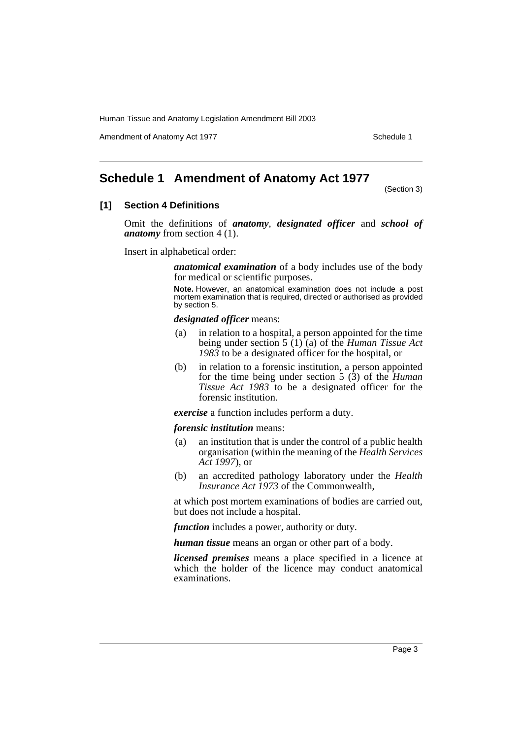## Schedule 1 Amendment of Anatomy Act 1977

(Section 3)

### [1] Section 4 Definitions

Omit the definitions of ***anatomy***, ***designated officer*** and ***school of anatomy*** from section 4 (1).

Insert in alphabetical order:

***anatomical examination*** of a body includes use of the body for medical or scientific purposes.

**Note.** However, an anatomical examination does not include a post mortem examination that is required, directed or authorised as provided by section 5.

***designated officer*** means:

(a) in relation to a hospital, a person appointed for the time being under section 5 (1) (a) of the *Human Tissue Act 1983* to be a designated officer for the hospital, or

(b) in relation to a forensic institution, a person appointed for the time being under section 5 (3) of the *Human Tissue Act 1983* to be a designated officer for the forensic institution.

***exercise*** a function includes perform a duty.

***forensic institution*** means:

(a) an institution that is under the control of a public health organisation (within the meaning of the *Health Services Act 1997*), or

(b) an accredited pathology laboratory under the *Health Insurance Act 1973* of the Commonwealth,

at which post mortem examinations of bodies are carried out, but does not include a hospital.

***function*** includes a power, authority or duty.

***human tissue*** means an organ or other part of a body.

***licensed premises*** means a place specified in a licence at which the holder of the licence may conduct anatomical examinations.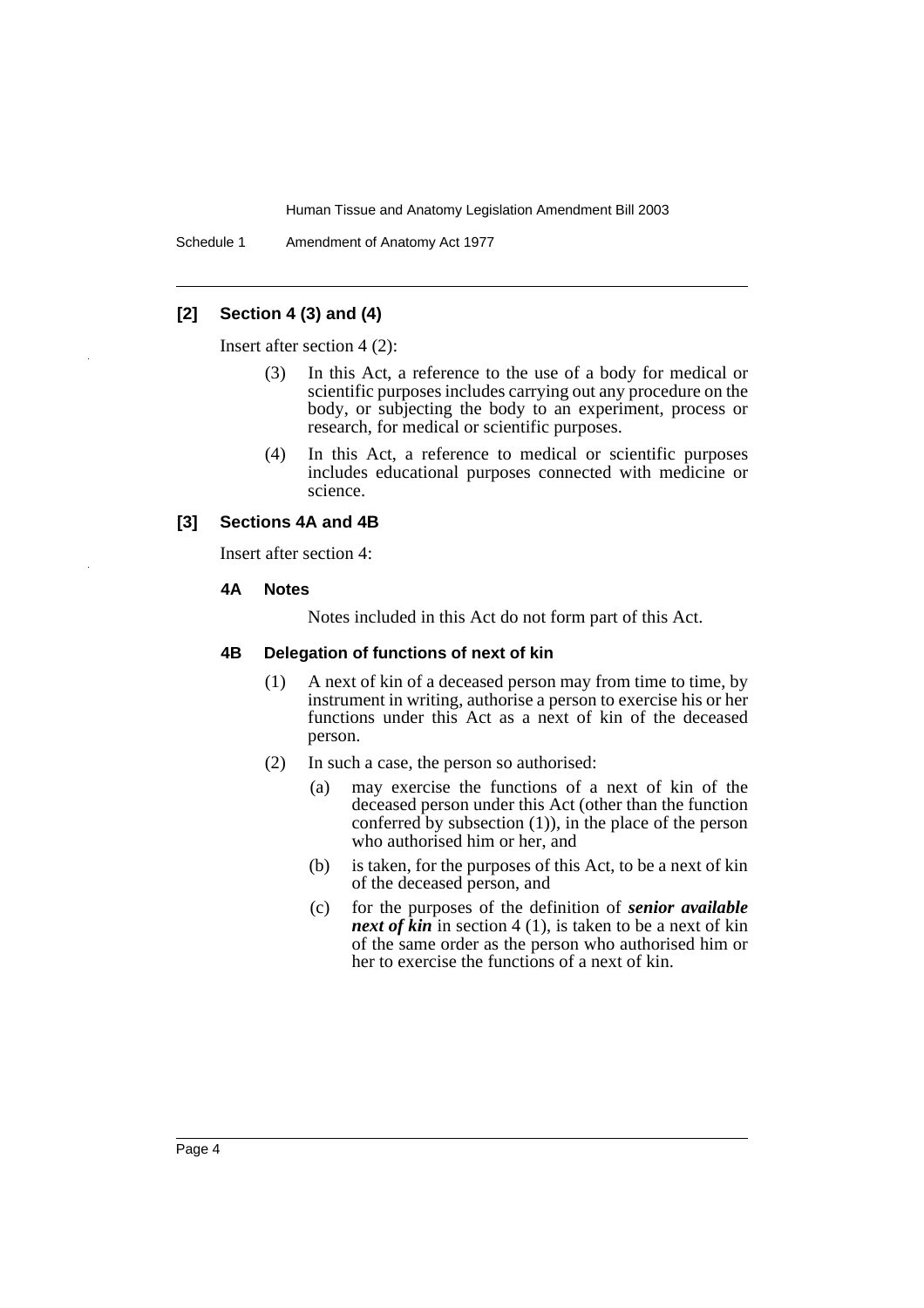### [2] Section 4 (3) and (4)

Insert after section 4 (2):

(3) In this Act, a reference to the use of a body for medical or scientific purposes includes carrying out any procedure on the body, or subjecting the body to an experiment, process or research, for medical or scientific purposes.

(4) In this Act, a reference to medical or scientific purposes includes educational purposes connected with medicine or science.

### [3] Sections 4A and 4B

Insert after section 4:

#### 4A Notes

Notes included in this Act do not form part of this Act.

#### 4B Delegation of functions of next of kin

(1) A next of kin of a deceased person may from time to time, by instrument in writing, authorise a person to exercise his or her functions under this Act as a next of kin of the deceased person.

(2) In such a case, the person so authorised:

- (a) may exercise the functions of a next of kin of the deceased person under this Act (other than the function conferred by subsection (1)), in the place of the person who authorised him or her, and
- (b) is taken, for the purposes of this Act, to be a next of kin of the deceased person, and
- (c) for the purposes of the definition of ***senior available next of kin*** in section 4 (1), is taken to be a next of kin of the same order as the person who authorised him or her to exercise the functions of a next of kin.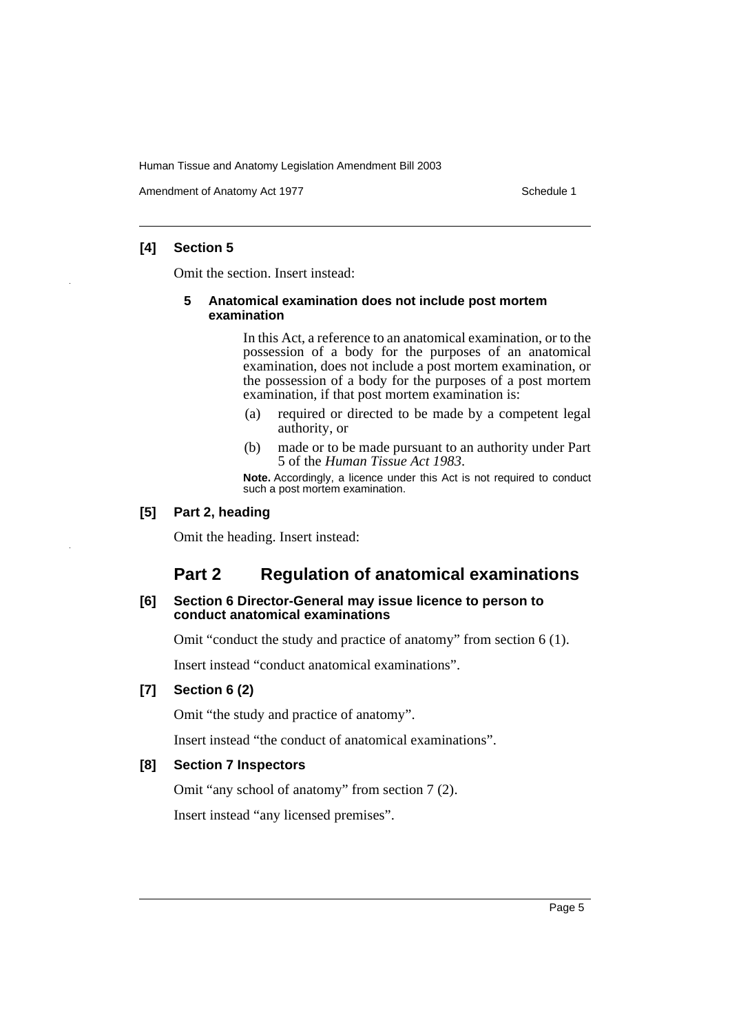**[4] Section 5**

Omit the section. Insert instead:

**5 Anatomical examination does not include post mortem examination**

In this Act, a reference to an anatomical examination, or to the possession of a body for the purposes of an anatomical examination, does not include a post mortem examination, or the possession of a body for the purposes of a post mortem examination, if that post mortem examination is:

(a) required or directed to be made by a competent legal authority, or

(b) made or to be made pursuant to an authority under Part 5 of the *Human Tissue Act 1983*.

**Note.** Accordingly, a licence under this Act is not required to conduct such a post mortem examination.

**[5] Part 2, heading**

Omit the heading. Insert instead:

## Part 2 Regulation of anatomical examinations

**[6] Section 6 Director-General may issue licence to person to conduct anatomical examinations**

Omit "conduct the study and practice of anatomy" from section 6 (1).

Insert instead "conduct anatomical examinations".

**[7] Section 6 (2)**

Omit "the study and practice of anatomy".

Insert instead "the conduct of anatomical examinations".

**[8] Section 7 Inspectors**

Omit "any school of anatomy" from section 7 (2).

Insert instead "any licensed premises".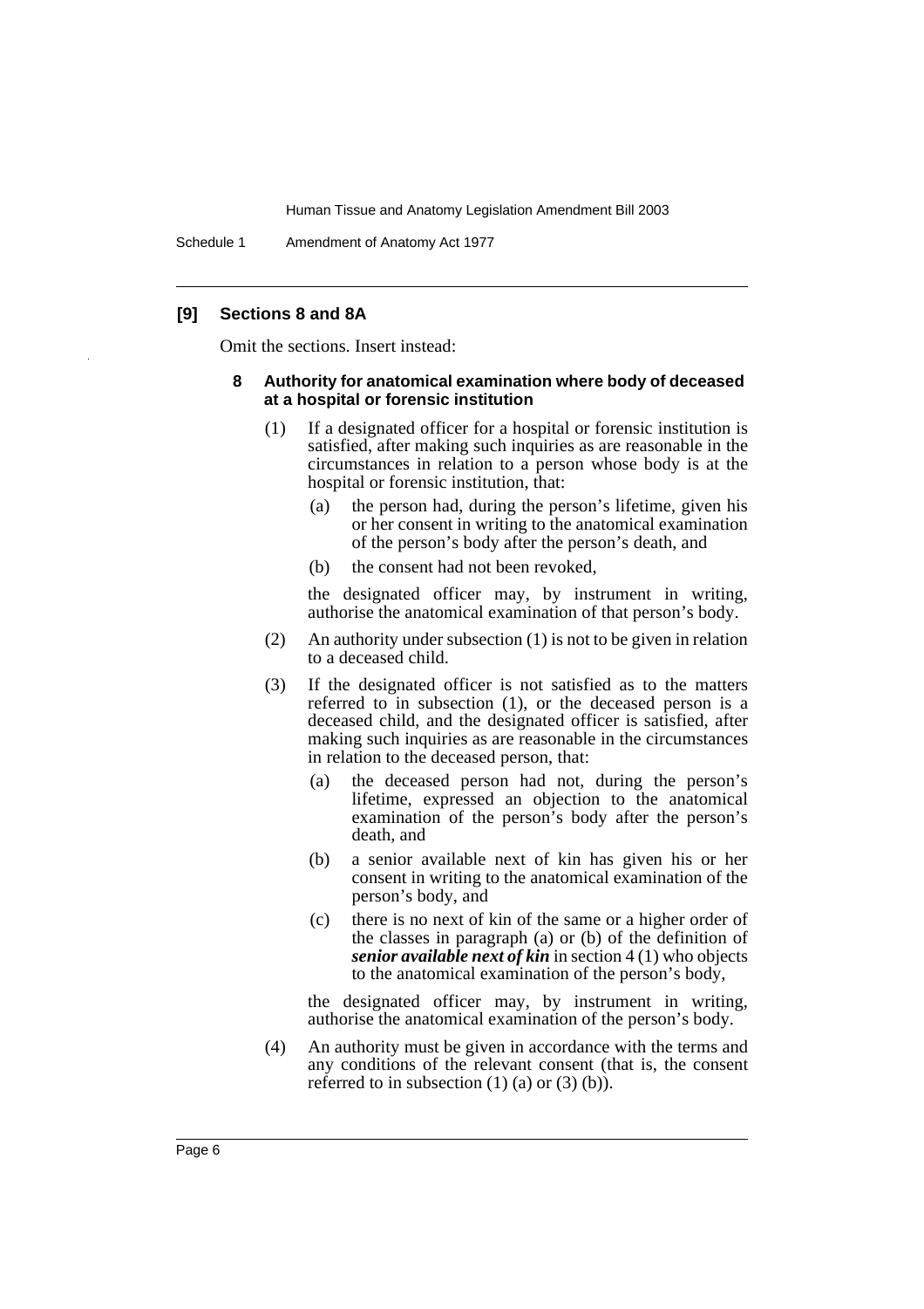**[9] Sections 8 and 8A**

Omit the sections. Insert instead:

**8 Authority for anatomical examination where body of deceased at a hospital or forensic institution**

(1) If a designated officer for a hospital or forensic institution is satisfied, after making such inquiries as are reasonable in the circumstances in relation to a person whose body is at the hospital or forensic institution, that:

(a) the person had, during the person's lifetime, given his or her consent in writing to the anatomical examination of the person's body after the person's death, and

(b) the consent had not been revoked,

the designated officer may, by instrument in writing, authorise the anatomical examination of that person's body.

(2) An authority under subsection (1) is not to be given in relation to a deceased child.

(3) If the designated officer is not satisfied as to the matters referred to in subsection (1), or the deceased person is a deceased child, and the designated officer is satisfied, after making such inquiries as are reasonable in the circumstances in relation to the deceased person, that:

(a) the deceased person had not, during the person's lifetime, expressed an objection to the anatomical examination of the person's body after the person's death, and

(b) a senior available next of kin has given his or her consent in writing to the anatomical examination of the person's body, and

(c) there is no next of kin of the same or a higher order of the classes in paragraph (a) or (b) of the definition of ***senior available next of kin*** in section 4 (1) who objects to the anatomical examination of the person's body,

the designated officer may, by instrument in writing, authorise the anatomical examination of the person's body.

(4) An authority must be given in accordance with the terms and any conditions of the relevant consent (that is, the consent referred to in subsection (1) (a) or (3) (b)).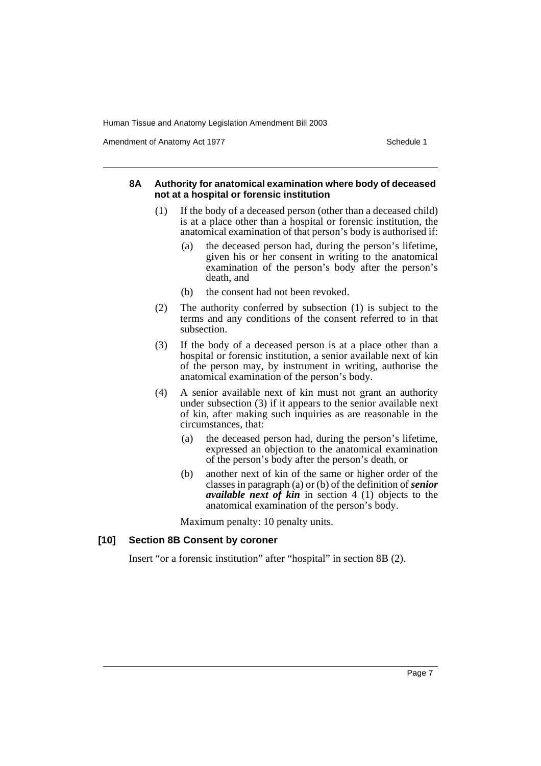#### 8A Authority for anatomical examination where body of deceased not at a hospital or forensic institution

(1) If the body of a deceased person (other than a deceased child) is at a place other than a hospital or forensic institution, the anatomical examination of that person's body is authorised if:

(a) the deceased person had, during the person's lifetime, given his or her consent in writing to the anatomical examination of the person's body after the person's death, and

(b) the consent had not been revoked.

(2) The authority conferred by subsection (1) is subject to the terms and any conditions of the consent referred to in that subsection.

(3) If the body of a deceased person is at a place other than a hospital or forensic institution, a senior available next of kin of the person may, by instrument in writing, authorise the anatomical examination of the person's body.

(4) A senior available next of kin must not grant an authority under subsection (3) if it appears to the senior available next of kin, after making such inquiries as are reasonable in the circumstances, that:

(a) the deceased person had, during the person's lifetime, expressed an objection to the anatomical examination of the person's body after the person's death, or

(b) another next of kin of the same or higher order of the classes in paragraph (a) or (b) of the definition of ***senior available next of kin*** in section 4 (1) objects to the anatomical examination of the person's body.

Maximum penalty: 10 penalty units.

### [10] Section 8B Consent by coroner

Insert "or a forensic institution" after "hospital" in section 8B (2).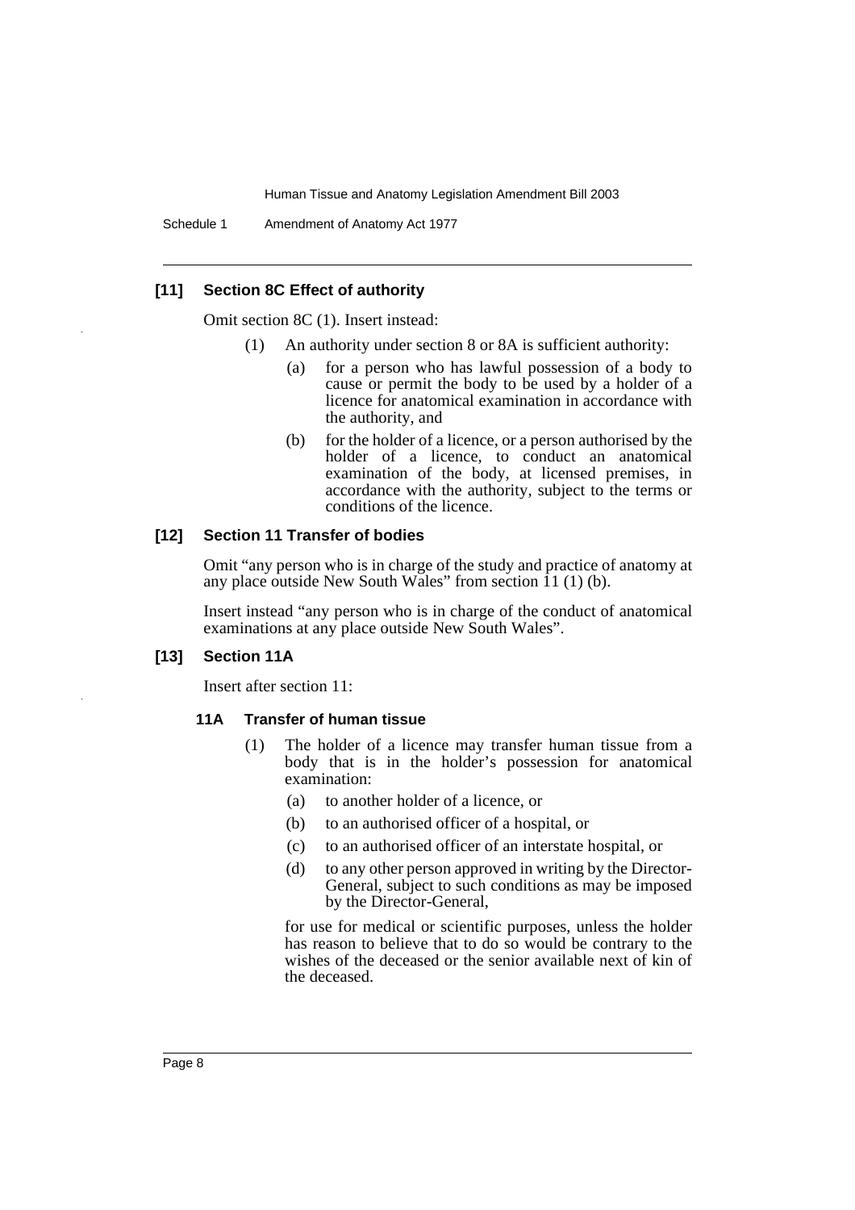### [11] Section 8C Effect of authority

Omit section 8C (1). Insert instead:

(1) An authority under section 8 or 8A is sufficient authority:

- (a) for a person who has lawful possession of a body to cause or permit the body to be used by a holder of a licence for anatomical examination in accordance with the authority, and
- (b) for the holder of a licence, or a person authorised by the holder of a licence, to conduct an anatomical examination of the body, at licensed premises, in accordance with the authority, subject to the terms or conditions of the licence.

### [12] Section 11 Transfer of bodies

Omit "any person who is in charge of the study and practice of anatomy at any place outside New South Wales" from section 11 (1) (b).

Insert instead "any person who is in charge of the conduct of anatomical examinations at any place outside New South Wales".

### [13] Section 11A

Insert after section 11:

#### 11A Transfer of human tissue

(1) The holder of a licence may transfer human tissue from a body that is in the holder's possession for anatomical examination:

- (a) to another holder of a licence, or
- (b) to an authorised officer of a hospital, or
- (c) to an authorised officer of an interstate hospital, or
- (d) to any other person approved in writing by the Director-General, subject to such conditions as may be imposed by the Director-General,

for use for medical or scientific purposes, unless the holder has reason to believe that to do so would be contrary to the wishes of the deceased or the senior available next of kin of the deceased.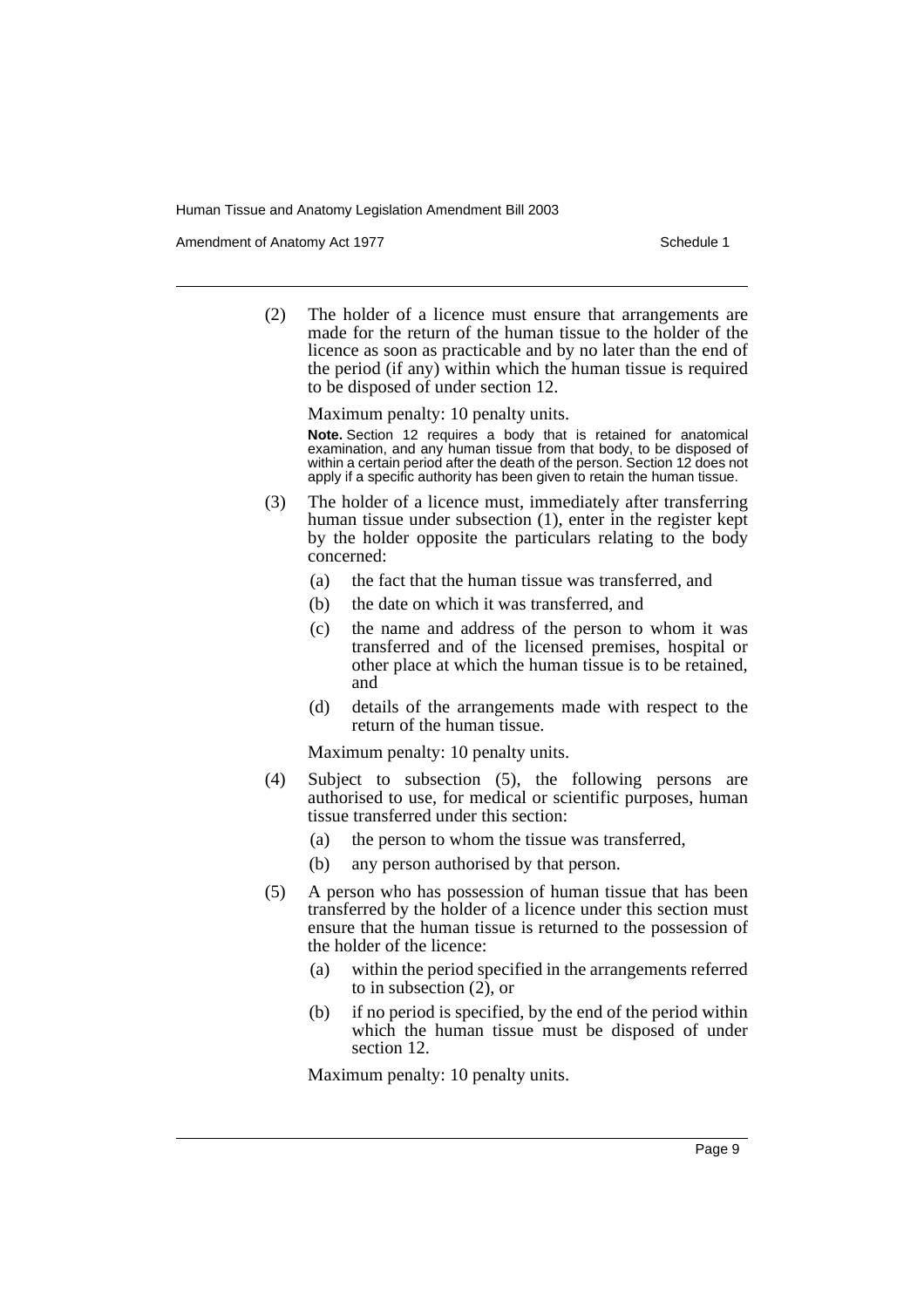(2) The holder of a licence must ensure that arrangements are made for the return of the human tissue to the holder of the licence as soon as practicable and by no later than the end of the period (if any) within which the human tissue is required to be disposed of under section 12.

Maximum penalty: 10 penalty units.

**Note.** Section 12 requires a body that is retained for anatomical examination, and any human tissue from that body, to be disposed of within a certain period after the death of the person. Section 12 does not apply if a specific authority has been given to retain the human tissue.

(3) The holder of a licence must, immediately after transferring human tissue under subsection (1), enter in the register kept by the holder opposite the particulars relating to the body concerned:

- (a) the fact that the human tissue was transferred, and
- (b) the date on which it was transferred, and
- (c) the name and address of the person to whom it was transferred and of the licensed premises, hospital or other place at which the human tissue is to be retained, and
- (d) details of the arrangements made with respect to the return of the human tissue.

Maximum penalty: 10 penalty units.

(4) Subject to subsection (5), the following persons are authorised to use, for medical or scientific purposes, human tissue transferred under this section:

- (a) the person to whom the tissue was transferred,
- (b) any person authorised by that person.

(5) A person who has possession of human tissue that has been transferred by the holder of a licence under this section must ensure that the human tissue is returned to the possession of the holder of the licence:

- (a) within the period specified in the arrangements referred to in subsection (2), or
- (b) if no period is specified, by the end of the period within which the human tissue must be disposed of under section 12.

Maximum penalty: 10 penalty units.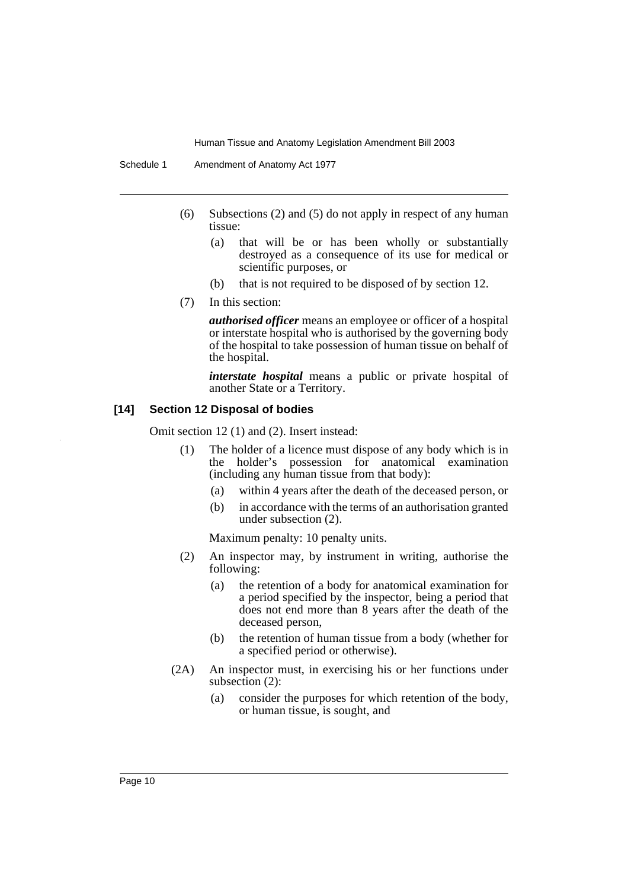(6) Subsections (2) and (5) do not apply in respect of any human tissue:

   (a) that will be or has been wholly or substantially destroyed as a consequence of its use for medical or scientific purposes, or

   (b) that is not required to be disposed of by section 12.

(7) In this section:

***authorised officer*** means an employee or officer of a hospital or interstate hospital who is authorised by the governing body of the hospital to take possession of human tissue on behalf of the hospital.

***interstate hospital*** means a public or private hospital of another State or a Territory.

### [14] Section 12 Disposal of bodies

Omit section 12 (1) and (2). Insert instead:

(1) The holder of a licence must dispose of any body which is in the holder's possession for anatomical examination (including any human tissue from that body):

   (a) within 4 years after the death of the deceased person, or

   (b) in accordance with the terms of an authorisation granted under subsection (2).

   Maximum penalty: 10 penalty units.

(2) An inspector may, by instrument in writing, authorise the following:

   (a) the retention of a body for anatomical examination for a period specified by the inspector, being a period that does not end more than 8 years after the death of the deceased person,

   (b) the retention of human tissue from a body (whether for a specified period or otherwise).

(2A) An inspector must, in exercising his or her functions under subsection (2):

   (a) consider the purposes for which retention of the body, or human tissue, is sought, and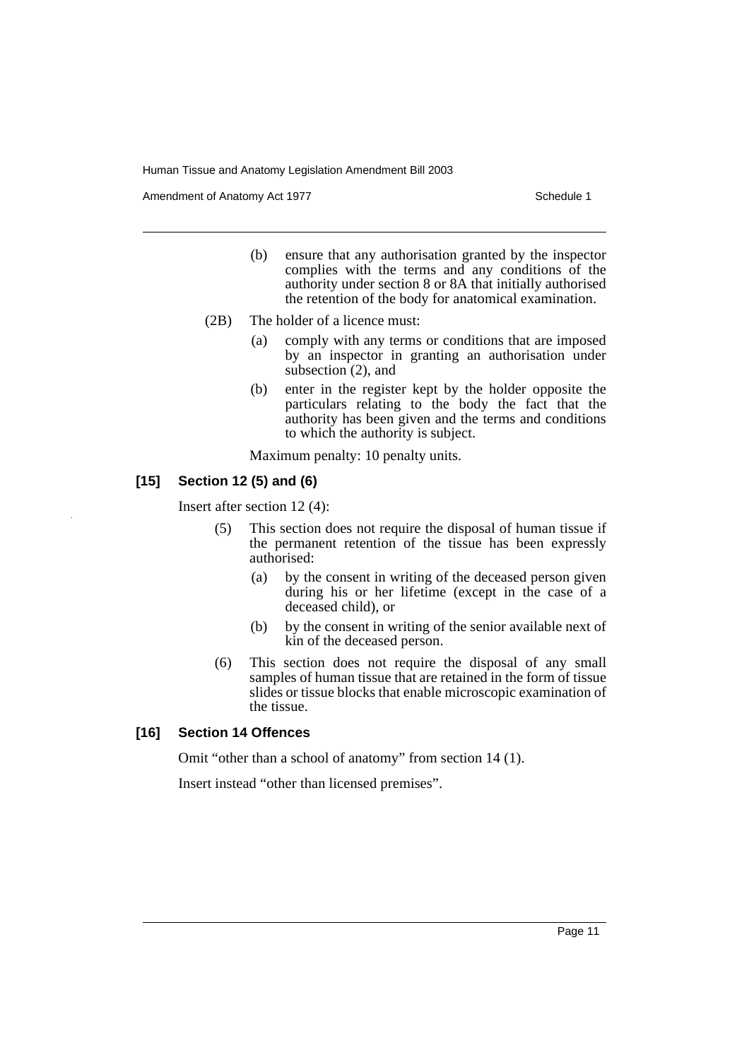(b) ensure that any authorisation granted by the inspector complies with the terms and any conditions of the authority under section 8 or 8A that initially authorised the retention of the body for anatomical examination.

(2B) The holder of a licence must:

(a) comply with any terms or conditions that are imposed by an inspector in granting an authorisation under subsection (2), and

(b) enter in the register kept by the holder opposite the particulars relating to the body the fact that the authority has been given and the terms and conditions to which the authority is subject.

Maximum penalty: 10 penalty units.

### [15] Section 12 (5) and (6)

Insert after section 12 (4):

(5) This section does not require the disposal of human tissue if the permanent retention of the tissue has been expressly authorised:

(a) by the consent in writing of the deceased person given during his or her lifetime (except in the case of a deceased child), or

(b) by the consent in writing of the senior available next of kin of the deceased person.

(6) This section does not require the disposal of any small samples of human tissue that are retained in the form of tissue slides or tissue blocks that enable microscopic examination of the tissue.

### [16] Section 14 Offences

Omit "other than a school of anatomy" from section 14 (1).

Insert instead "other than licensed premises".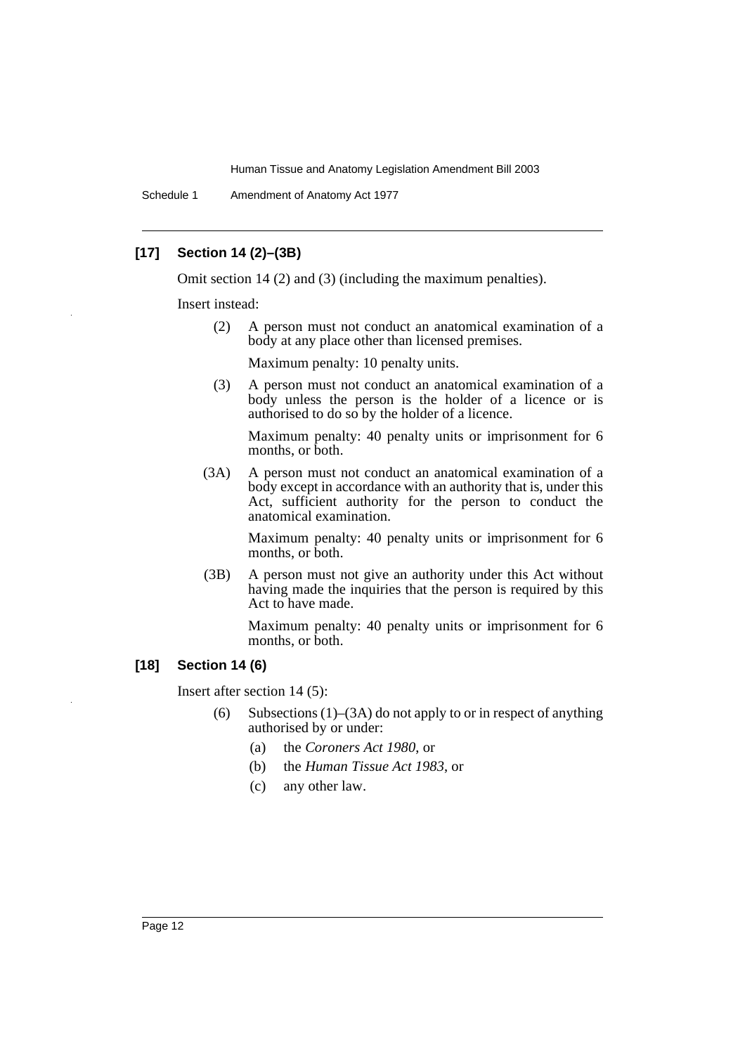### [17] Section 14 (2)–(3B)

Omit section 14 (2) and (3) (including the maximum penalties).

Insert instead:

> (2) A person must not conduct an anatomical examination of a body at any place other than licensed premises.
>
> Maximum penalty: 10 penalty units.
>
> (3) A person must not conduct an anatomical examination of a body unless the person is the holder of a licence or is authorised to do so by the holder of a licence.
>
> Maximum penalty: 40 penalty units or imprisonment for 6 months, or both.
>
> (3A) A person must not conduct an anatomical examination of a body except in accordance with an authority that is, under this Act, sufficient authority for the person to conduct the anatomical examination.
>
> Maximum penalty: 40 penalty units or imprisonment for 6 months, or both.
>
> (3B) A person must not give an authority under this Act without having made the inquiries that the person is required by this Act to have made.
>
> Maximum penalty: 40 penalty units or imprisonment for 6 months, or both.

### [18] Section 14 (6)

Insert after section 14 (5):

> (6) Subsections (1)–(3A) do not apply to or in respect of anything authorised by or under:
>
> (a) the *Coroners Act 1980*, or
>
> (b) the *Human Tissue Act 1983*, or
>
> (c) any other law.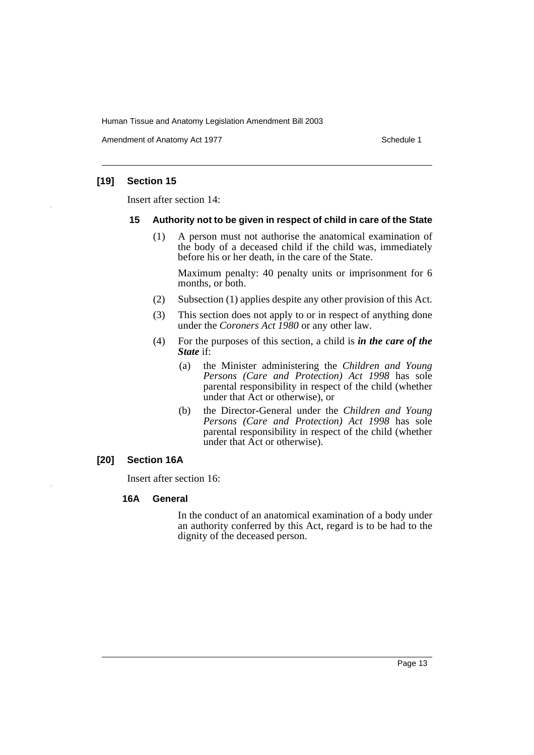### [19] Section 15

Insert after section 14:

#### 15 Authority not to be given in respect of child in care of the State

(1) A person must not authorise the anatomical examination of the body of a deceased child if the child was, immediately before his or her death, in the care of the State.

Maximum penalty: 40 penalty units or imprisonment for 6 months, or both.

(2) Subsection (1) applies despite any other provision of this Act.

(3) This section does not apply to or in respect of anything done under the *Coroners Act 1980* or any other law.

(4) For the purposes of this section, a child is ***in the care of the State*** if:

- (a) the Minister administering the *Children and Young Persons (Care and Protection) Act 1998* has sole parental responsibility in respect of the child (whether under that Act or otherwise), or
- (b) the Director-General under the *Children and Young Persons (Care and Protection) Act 1998* has sole parental responsibility in respect of the child (whether under that Act or otherwise).

### [20] Section 16A

Insert after section 16:

#### 16A General

In the conduct of an anatomical examination of a body under an authority conferred by this Act, regard is to be had to the dignity of the deceased person.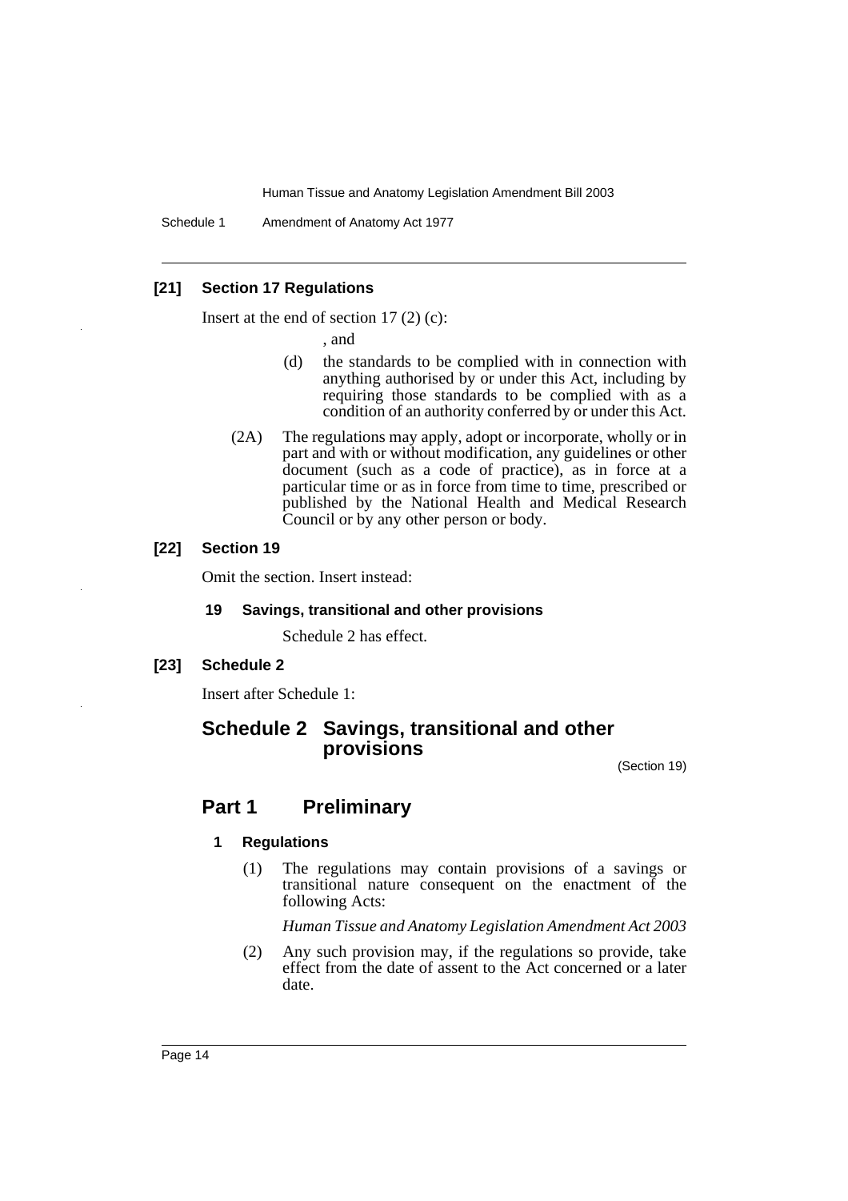**[21] Section 17 Regulations**

Insert at the end of section 17 (2) (c):

, and

(d) the standards to be complied with in connection with anything authorised by or under this Act, including by requiring those standards to be complied with as a condition of an authority conferred by or under this Act.

(2A) The regulations may apply, adopt or incorporate, wholly or in part and with or without modification, any guidelines or other document (such as a code of practice), as in force at a particular time or as in force from time to time, prescribed or published by the National Health and Medical Research Council or by any other person or body.

**[22] Section 19**

Omit the section. Insert instead:

**19 Savings, transitional and other provisions**

Schedule 2 has effect.

**[23] Schedule 2**

Insert after Schedule 1:

## Schedule 2 Savings, transitional and other provisions

(Section 19)

## Part 1 Preliminary

**1 Regulations**

(1) The regulations may contain provisions of a savings or transitional nature consequent on the enactment of the following Acts:

*Human Tissue and Anatomy Legislation Amendment Act 2003*

(2) Any such provision may, if the regulations so provide, take effect from the date of assent to the Act concerned or a later date.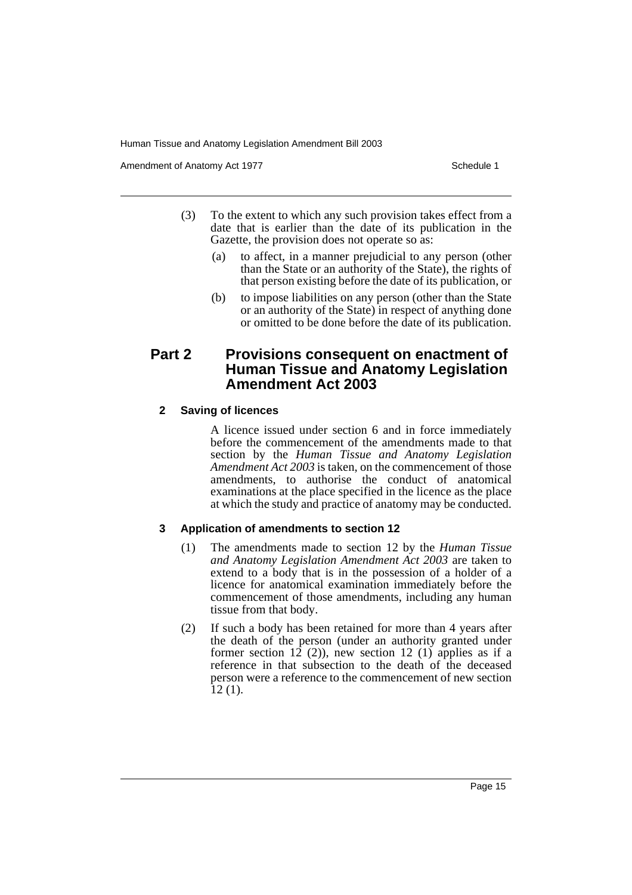(3) To the extent to which any such provision takes effect from a date that is earlier than the date of its publication in the Gazette, the provision does not operate so as:

(a) to affect, in a manner prejudicial to any person (other than the State or an authority of the State), the rights of that person existing before the date of its publication, or

(b) to impose liabilities on any person (other than the State or an authority of the State) in respect of anything done or omitted to be done before the date of its publication.

## Part 2 Provisions consequent on enactment of Human Tissue and Anatomy Legislation Amendment Act 2003

### 2 Saving of licences

A licence issued under section 6 and in force immediately before the commencement of the amendments made to that section by the *Human Tissue and Anatomy Legislation Amendment Act 2003* is taken, on the commencement of those amendments, to authorise the conduct of anatomical examinations at the place specified in the licence as the place at which the study and practice of anatomy may be conducted.

### 3 Application of amendments to section 12

(1) The amendments made to section 12 by the *Human Tissue and Anatomy Legislation Amendment Act 2003* are taken to extend to a body that is in the possession of a holder of a licence for anatomical examination immediately before the commencement of those amendments, including any human tissue from that body.

(2) If such a body has been retained for more than 4 years after the death of the person (under an authority granted under former section 12 (2)), new section 12 (1) applies as if a reference in that subsection to the death of the deceased person were a reference to the commencement of new section 12 (1).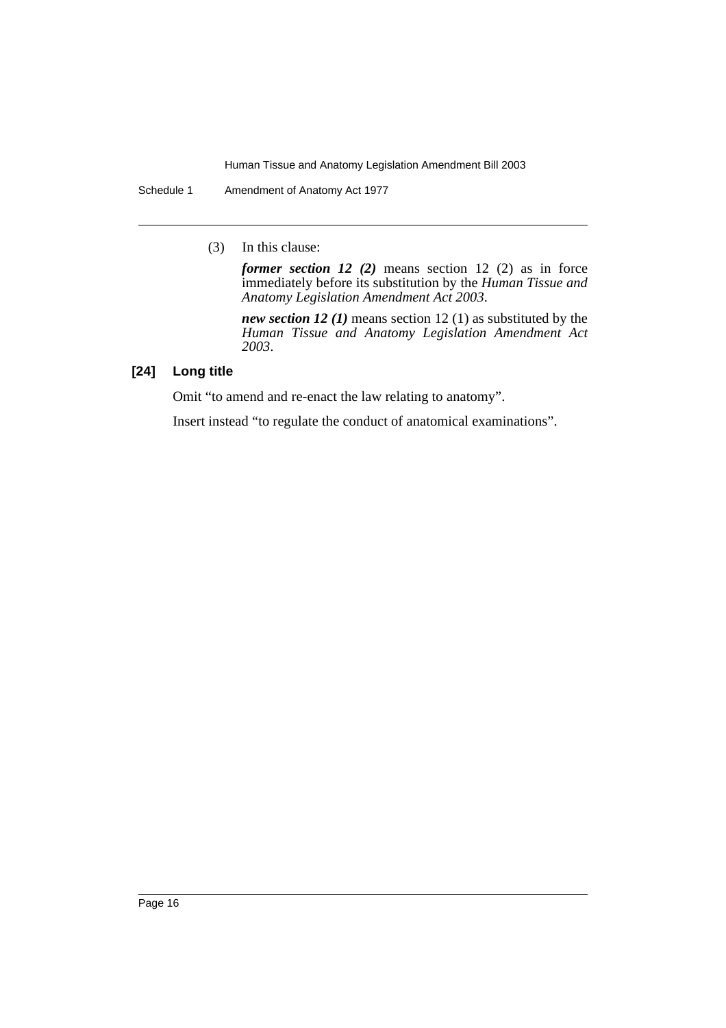(3) In this clause:

***former section 12 (2)*** means section 12 (2) as in force immediately before its substitution by the *Human Tissue and Anatomy Legislation Amendment Act 2003*.

***new section 12 (1)*** means section 12 (1) as substituted by the *Human Tissue and Anatomy Legislation Amendment Act 2003*.

**[24] Long title**

Omit "to amend and re-enact the law relating to anatomy".

Insert instead "to regulate the conduct of anatomical examinations".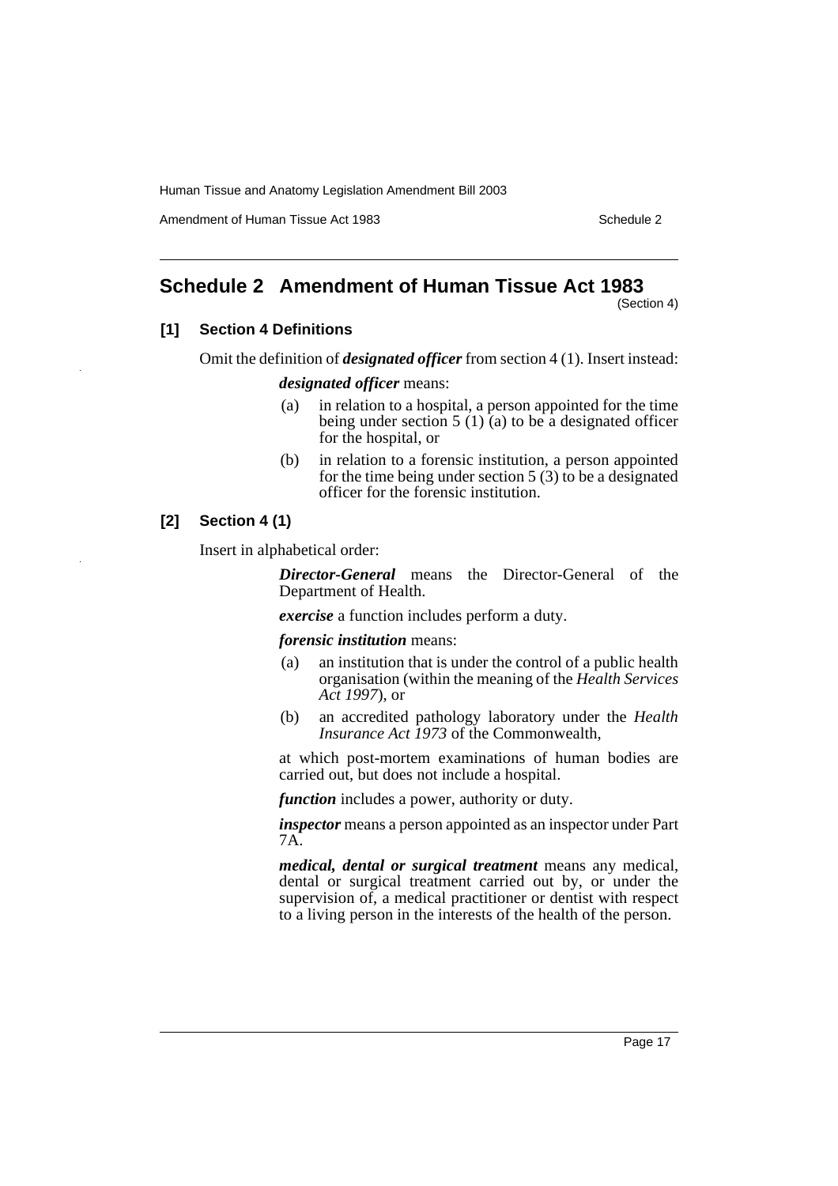## Schedule 2 Amendment of Human Tissue Act 1983

(Section 4)

### [1] Section 4 Definitions

Omit the definition of ***designated officer*** from section 4 (1). Insert instead:

> ***designated officer*** means:
>
> (a) in relation to a hospital, a person appointed for the time being under section 5 (1) (a) to be a designated officer for the hospital, or
>
> (b) in relation to a forensic institution, a person appointed for the time being under section 5 (3) to be a designated officer for the forensic institution.

### [2] Section 4 (1)

Insert in alphabetical order:

> ***Director-General*** means the Director-General of the Department of Health.
>
> ***exercise*** a function includes perform a duty.
>
> ***forensic institution*** means:
>
> (a) an institution that is under the control of a public health organisation (within the meaning of the *Health Services Act 1997*), or
>
> (b) an accredited pathology laboratory under the *Health Insurance Act 1973* of the Commonwealth,
>
> at which post-mortem examinations of human bodies are carried out, but does not include a hospital.
>
> ***function*** includes a power, authority or duty.
>
> ***inspector*** means a person appointed as an inspector under Part 7A.
>
> ***medical, dental or surgical treatment*** means any medical, dental or surgical treatment carried out by, or under the supervision of, a medical practitioner or dentist with respect to a living person in the interests of the health of the person.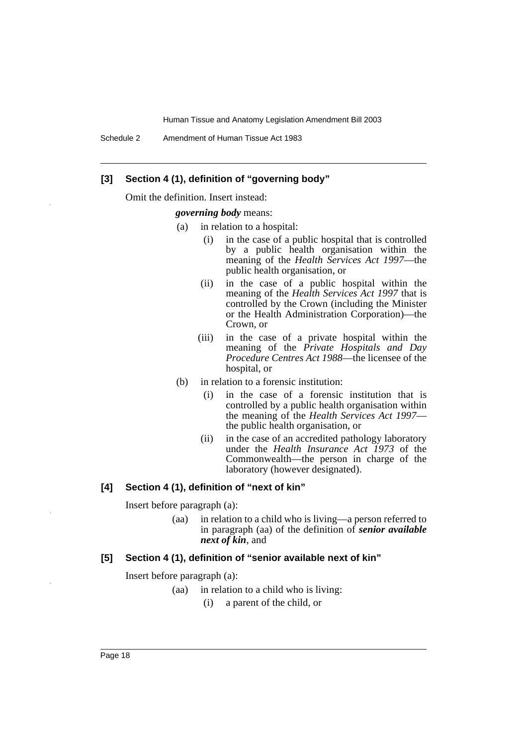### [3] Section 4 (1), definition of "governing body"

Omit the definition. Insert instead:

***governing body*** means:

(a) in relation to a hospital:

(i) in the case of a public hospital that is controlled by a public health organisation within the meaning of the *Health Services Act 1997*—the public health organisation, or

(ii) in the case of a public hospital within the meaning of the *Health Services Act 1997* that is controlled by the Crown (including the Minister or the Health Administration Corporation)—the Crown, or

(iii) in the case of a private hospital within the meaning of the *Private Hospitals and Day Procedure Centres Act 1988*—the licensee of the hospital, or

(b) in relation to a forensic institution:

(i) in the case of a forensic institution that is controlled by a public health organisation within the meaning of the *Health Services Act 1997*—the public health organisation, or

(ii) in the case of an accredited pathology laboratory under the *Health Insurance Act 1973* of the Commonwealth—the person in charge of the laboratory (however designated).

### [4] Section 4 (1), definition of "next of kin"

Insert before paragraph (a):

(aa) in relation to a child who is living—a person referred to in paragraph (aa) of the definition of ***senior available next of kin***, and

### [5] Section 4 (1), definition of "senior available next of kin"

Insert before paragraph (a):

(aa) in relation to a child who is living:

(i) a parent of the child, or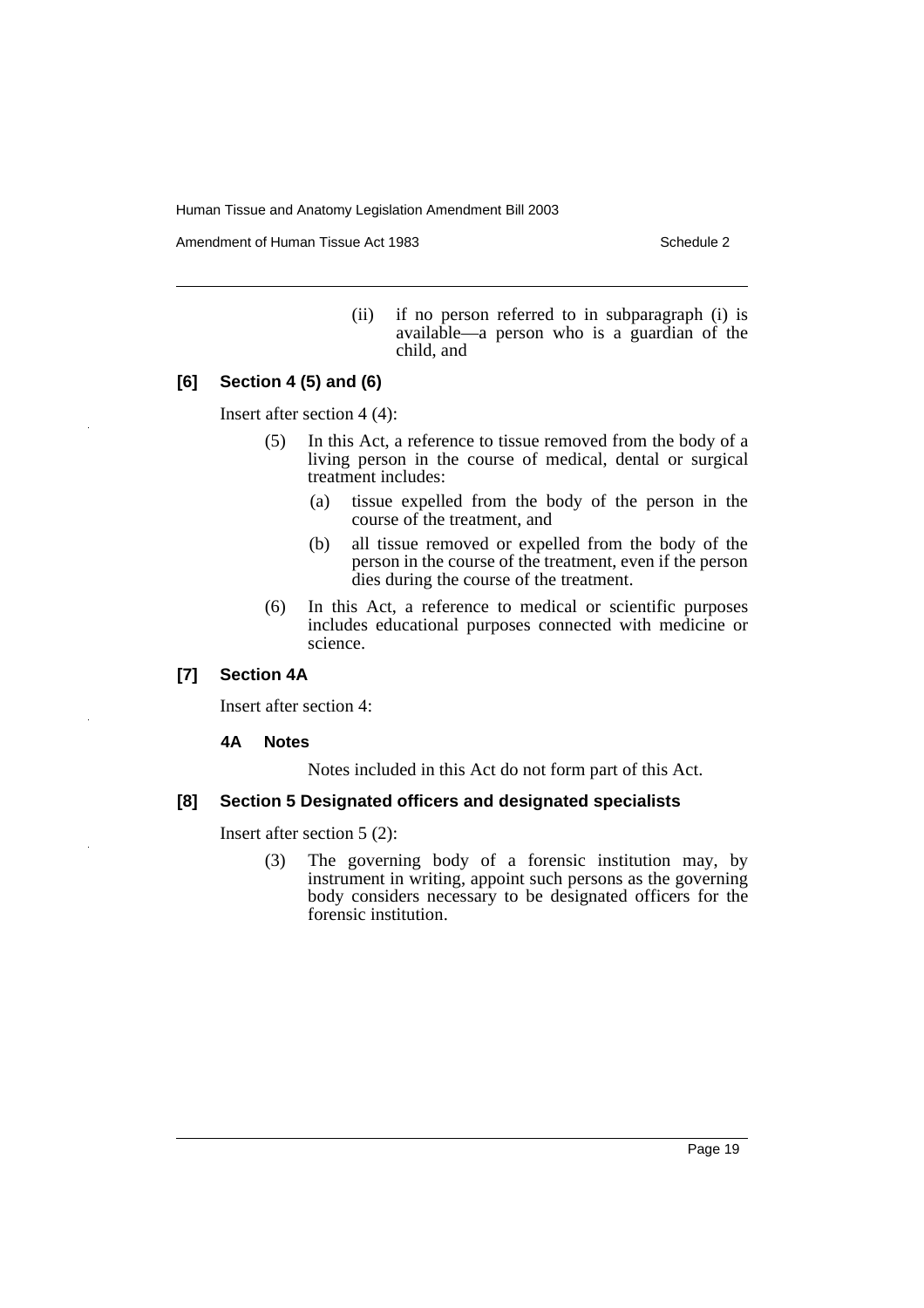(ii) if no person referred to in subparagraph (i) is available—a person who is a guardian of the child, and

### [6] Section 4 (5) and (6)

Insert after section 4 (4):

(5) In this Act, a reference to tissue removed from the body of a living person in the course of medical, dental or surgical treatment includes:

(a) tissue expelled from the body of the person in the course of the treatment, and

(b) all tissue removed or expelled from the body of the person in the course of the treatment, even if the person dies during the course of the treatment.

(6) In this Act, a reference to medical or scientific purposes includes educational purposes connected with medicine or science.

### [7] Section 4A

Insert after section 4:

#### 4A Notes

Notes included in this Act do not form part of this Act.

### [8] Section 5 Designated officers and designated specialists

Insert after section 5 (2):

(3) The governing body of a forensic institution may, by instrument in writing, appoint such persons as the governing body considers necessary to be designated officers for the forensic institution.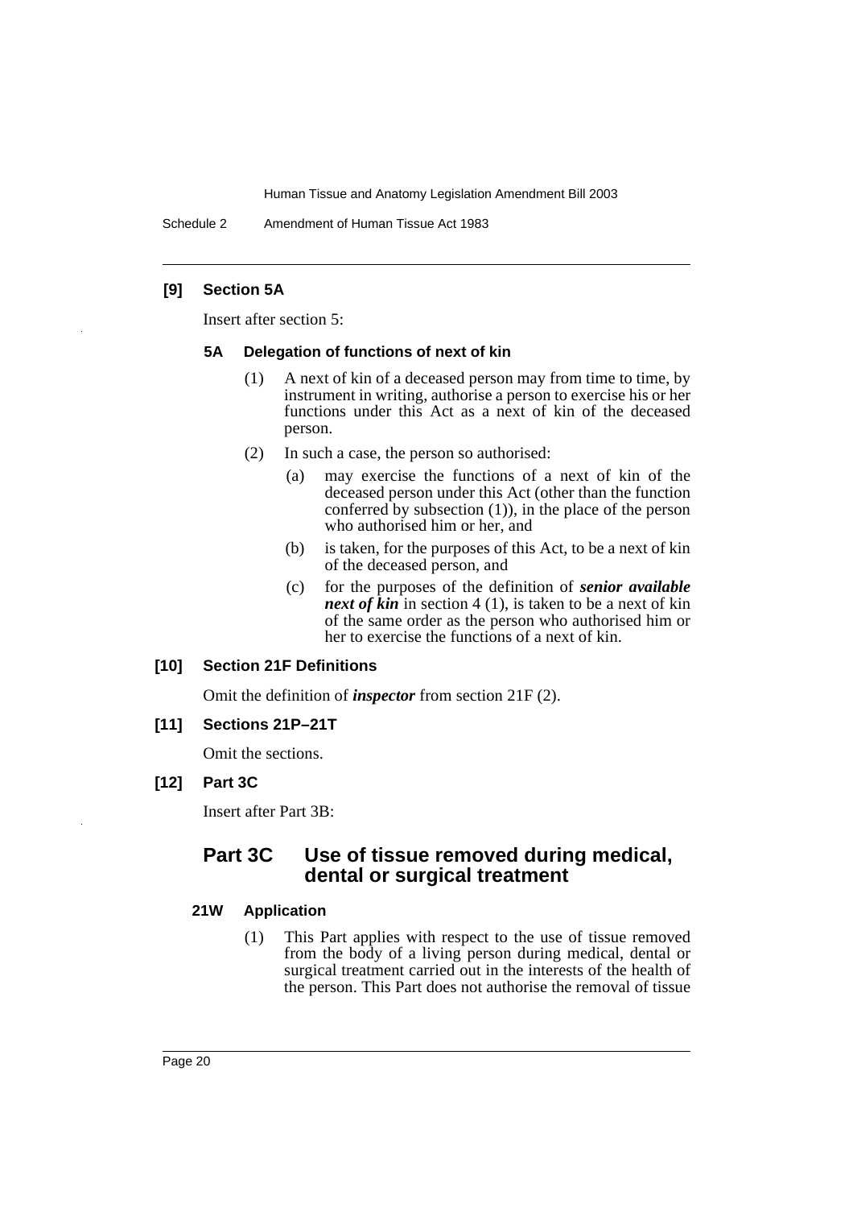**[9] Section 5A**

Insert after section 5:

**5A Delegation of functions of next of kin**

(1) A next of kin of a deceased person may from time to time, by instrument in writing, authorise a person to exercise his or her functions under this Act as a next of kin of the deceased person.

(2) In such a case, the person so authorised:

(a) may exercise the functions of a next of kin of the deceased person under this Act (other than the function conferred by subsection (1)), in the place of the person who authorised him or her, and

(b) is taken, for the purposes of this Act, to be a next of kin of the deceased person, and

(c) for the purposes of the definition of ***senior available next of kin*** in section 4 (1), is taken to be a next of kin of the same order as the person who authorised him or her to exercise the functions of a next of kin.

**[10] Section 21F Definitions**

Omit the definition of ***inspector*** from section 21F (2).

**[11] Sections 21P–21T**

Omit the sections.

**[12] Part 3C**

Insert after Part 3B:

## Part 3C Use of tissue removed during medical, dental or surgical treatment

**21W Application**

(1) This Part applies with respect to the use of tissue removed from the body of a living person during medical, dental or surgical treatment carried out in the interests of the health of the person. This Part does not authorise the removal of tissue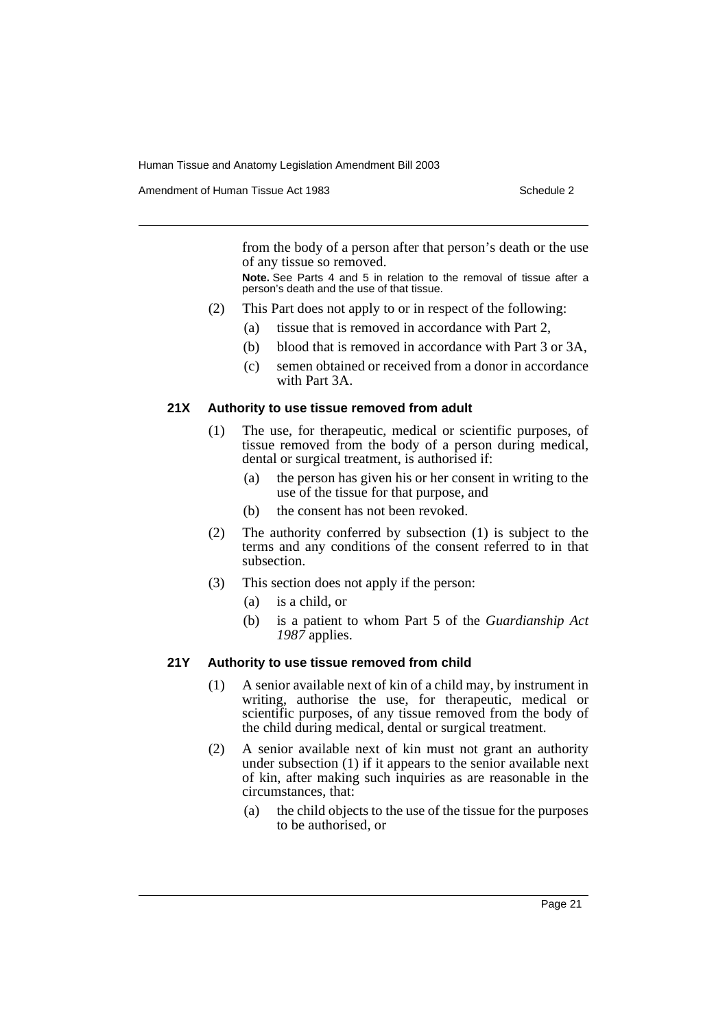from the body of a person after that person's death or the use of any tissue so removed.

**Note.** See Parts 4 and 5 in relation to the removal of tissue after a person's death and the use of that tissue.

(2) This Part does not apply to or in respect of the following:

- (a) tissue that is removed in accordance with Part 2,
- (b) blood that is removed in accordance with Part 3 or 3A,
- (c) semen obtained or received from a donor in accordance with Part 3A.

### 21X Authority to use tissue removed from adult

(1) The use, for therapeutic, medical or scientific purposes, of tissue removed from the body of a person during medical, dental or surgical treatment, is authorised if:

- (a) the person has given his or her consent in writing to the use of the tissue for that purpose, and
- (b) the consent has not been revoked.

(2) The authority conferred by subsection (1) is subject to the terms and any conditions of the consent referred to in that subsection.

(3) This section does not apply if the person:

- (a) is a child, or
- (b) is a patient to whom Part 5 of the *Guardianship Act 1987* applies.

### 21Y Authority to use tissue removed from child

(1) A senior available next of kin of a child may, by instrument in writing, authorise the use, for therapeutic, medical or scientific purposes, of any tissue removed from the body of the child during medical, dental or surgical treatment.

(2) A senior available next of kin must not grant an authority under subsection (1) if it appears to the senior available next of kin, after making such inquiries as are reasonable in the circumstances, that:

- (a) the child objects to the use of the tissue for the purposes to be authorised, or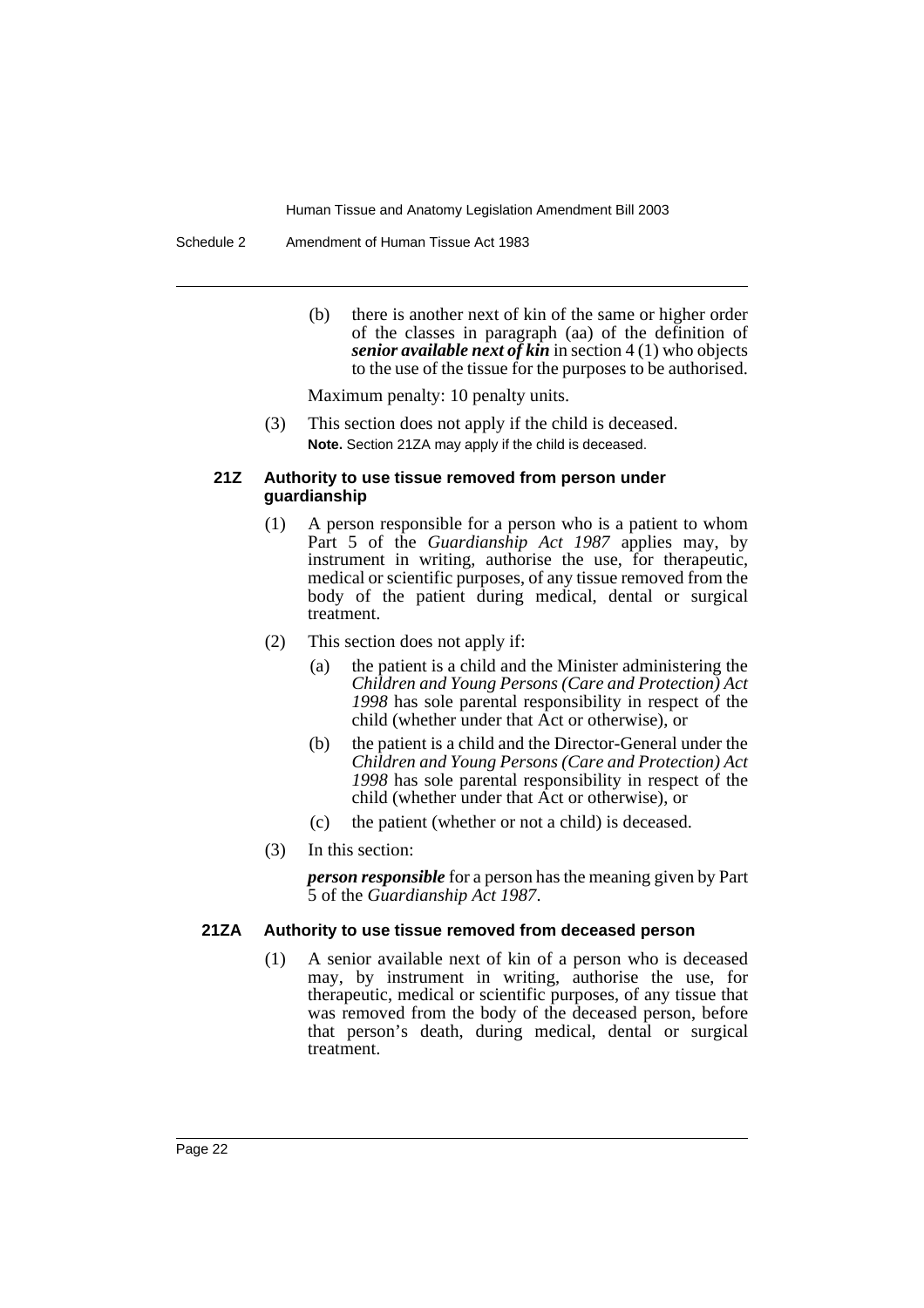(b) there is another next of kin of the same or higher order of the classes in paragraph (aa) of the definition of ***senior available next of kin*** in section 4 (1) who objects to the use of the tissue for the purposes to be authorised.

Maximum penalty: 10 penalty units.

(3) This section does not apply if the child is deceased.

**Note.** Section 21ZA may apply if the child is deceased.

#### 21Z Authority to use tissue removed from person under guardianship

(1) A person responsible for a person who is a patient to whom Part 5 of the *Guardianship Act 1987* applies may, by instrument in writing, authorise the use, for therapeutic, medical or scientific purposes, of any tissue removed from the body of the patient during medical, dental or surgical treatment.

(2) This section does not apply if:

(a) the patient is a child and the Minister administering the *Children and Young Persons (Care and Protection) Act 1998* has sole parental responsibility in respect of the child (whether under that Act or otherwise), or

(b) the patient is a child and the Director-General under the *Children and Young Persons (Care and Protection) Act 1998* has sole parental responsibility in respect of the child (whether under that Act or otherwise), or

(c) the patient (whether or not a child) is deceased.

(3) In this section:

***person responsible*** for a person has the meaning given by Part 5 of the *Guardianship Act 1987*.

#### 21ZA Authority to use tissue removed from deceased person

(1) A senior available next of kin of a person who is deceased may, by instrument in writing, authorise the use, for therapeutic, medical or scientific purposes, of any tissue that was removed from the body of the deceased person, before that person's death, during medical, dental or surgical treatment.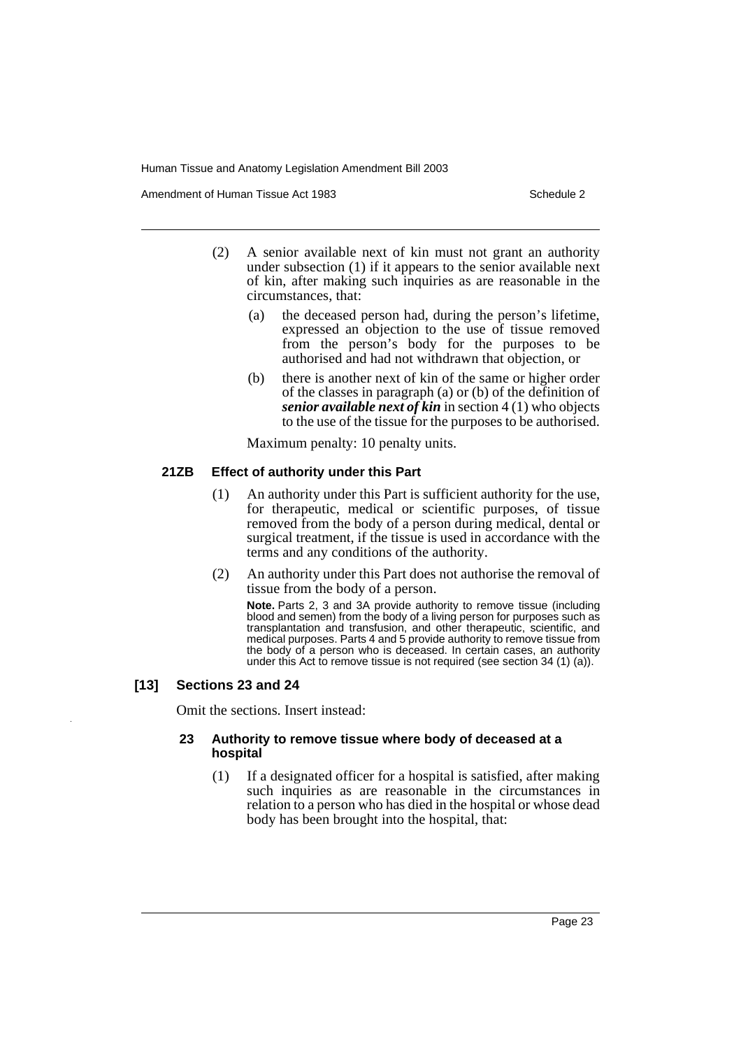(2) A senior available next of kin must not grant an authority under subsection (1) if it appears to the senior available next of kin, after making such inquiries as are reasonable in the circumstances, that:

(a) the deceased person had, during the person's lifetime, expressed an objection to the use of tissue removed from the person's body for the purposes to be authorised and had not withdrawn that objection, or

(b) there is another next of kin of the same or higher order of the classes in paragraph (a) or (b) of the definition of ***senior available next of kin*** in section 4 (1) who objects to the use of the tissue for the purposes to be authorised.

Maximum penalty: 10 penalty units.

#### 21ZB Effect of authority under this Part

(1) An authority under this Part is sufficient authority for the use, for therapeutic, medical or scientific purposes, of tissue removed from the body of a person during medical, dental or surgical treatment, if the tissue is used in accordance with the terms and any conditions of the authority.

(2) An authority under this Part does not authorise the removal of tissue from the body of a person.

**Note.** Parts 2, 3 and 3A provide authority to remove tissue (including blood and semen) from the body of a living person for purposes such as transplantation and transfusion, and other therapeutic, scientific, and medical purposes. Parts 4 and 5 provide authority to remove tissue from the body of a person who is deceased. In certain cases, an authority under this Act to remove tissue is not required (see section 34 (1) (a)).

### [13] Sections 23 and 24

Omit the sections. Insert instead:

#### 23 Authority to remove tissue where body of deceased at a hospital

(1) If a designated officer for a hospital is satisfied, after making such inquiries as are reasonable in the circumstances in relation to a person who has died in the hospital or whose dead body has been brought into the hospital, that: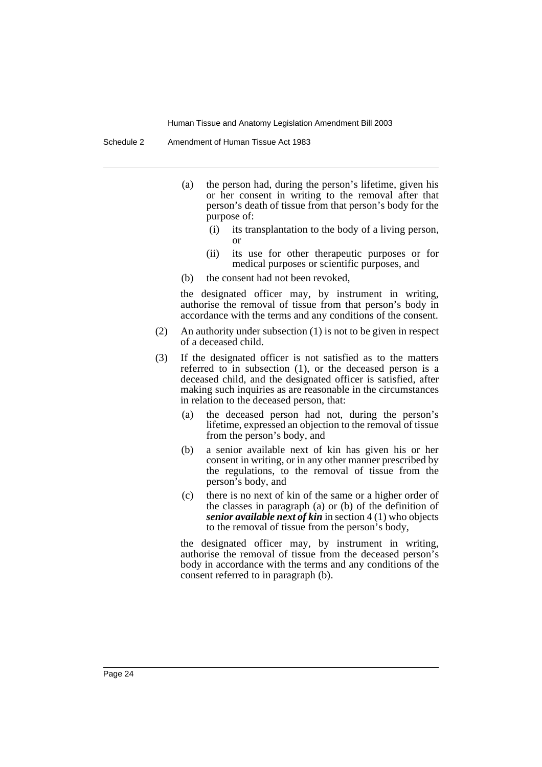(a) the person had, during the person's lifetime, given his or her consent in writing to the removal after that person's death of tissue from that person's body for the purpose of:

   (i) its transplantation to the body of a living person, or

   (ii) its use for other therapeutic purposes or for medical purposes or scientific purposes, and

(b) the consent had not been revoked,

the designated officer may, by instrument in writing, authorise the removal of tissue from that person's body in accordance with the terms and any conditions of the consent.

(2) An authority under subsection (1) is not to be given in respect of a deceased child.

(3) If the designated officer is not satisfied as to the matters referred to in subsection (1), or the deceased person is a deceased child, and the designated officer is satisfied, after making such inquiries as are reasonable in the circumstances in relation to the deceased person, that:

(a) the deceased person had not, during the person's lifetime, expressed an objection to the removal of tissue from the person's body, and

(b) a senior available next of kin has given his or her consent in writing, or in any other manner prescribed by the regulations, to the removal of tissue from the person's body, and

(c) there is no next of kin of the same or a higher order of the classes in paragraph (a) or (b) of the definition of ***senior available next of kin*** in section 4 (1) who objects to the removal of tissue from the person's body,

the designated officer may, by instrument in writing, authorise the removal of tissue from the deceased person's body in accordance with the terms and any conditions of the consent referred to in paragraph (b).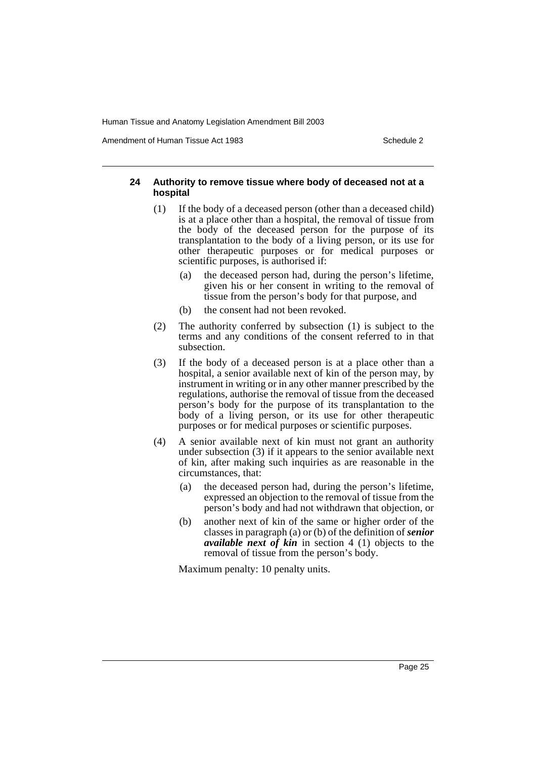#### 24 Authority to remove tissue where body of deceased not at a hospital

(1) If the body of a deceased person (other than a deceased child) is at a place other than a hospital, the removal of tissue from the body of the deceased person for the purpose of its transplantation to the body of a living person, or its use for other therapeutic purposes or for medical purposes or scientific purposes, is authorised if:

- (a) the deceased person had, during the person's lifetime, given his or her consent in writing to the removal of tissue from the person's body for that purpose, and
- (b) the consent had not been revoked.

(2) The authority conferred by subsection (1) is subject to the terms and any conditions of the consent referred to in that subsection.

(3) If the body of a deceased person is at a place other than a hospital, a senior available next of kin of the person may, by instrument in writing or in any other manner prescribed by the regulations, authorise the removal of tissue from the deceased person's body for the purpose of its transplantation to the body of a living person, or its use for other therapeutic purposes or for medical purposes or scientific purposes.

(4) A senior available next of kin must not grant an authority under subsection (3) if it appears to the senior available next of kin, after making such inquiries as are reasonable in the circumstances, that:

- (a) the deceased person had, during the person's lifetime, expressed an objection to the removal of tissue from the person's body and had not withdrawn that objection, or
- (b) another next of kin of the same or higher order of the classes in paragraph (a) or (b) of the definition of ***senior available next of kin*** in section 4 (1) objects to the removal of tissue from the person's body.

Maximum penalty: 10 penalty units.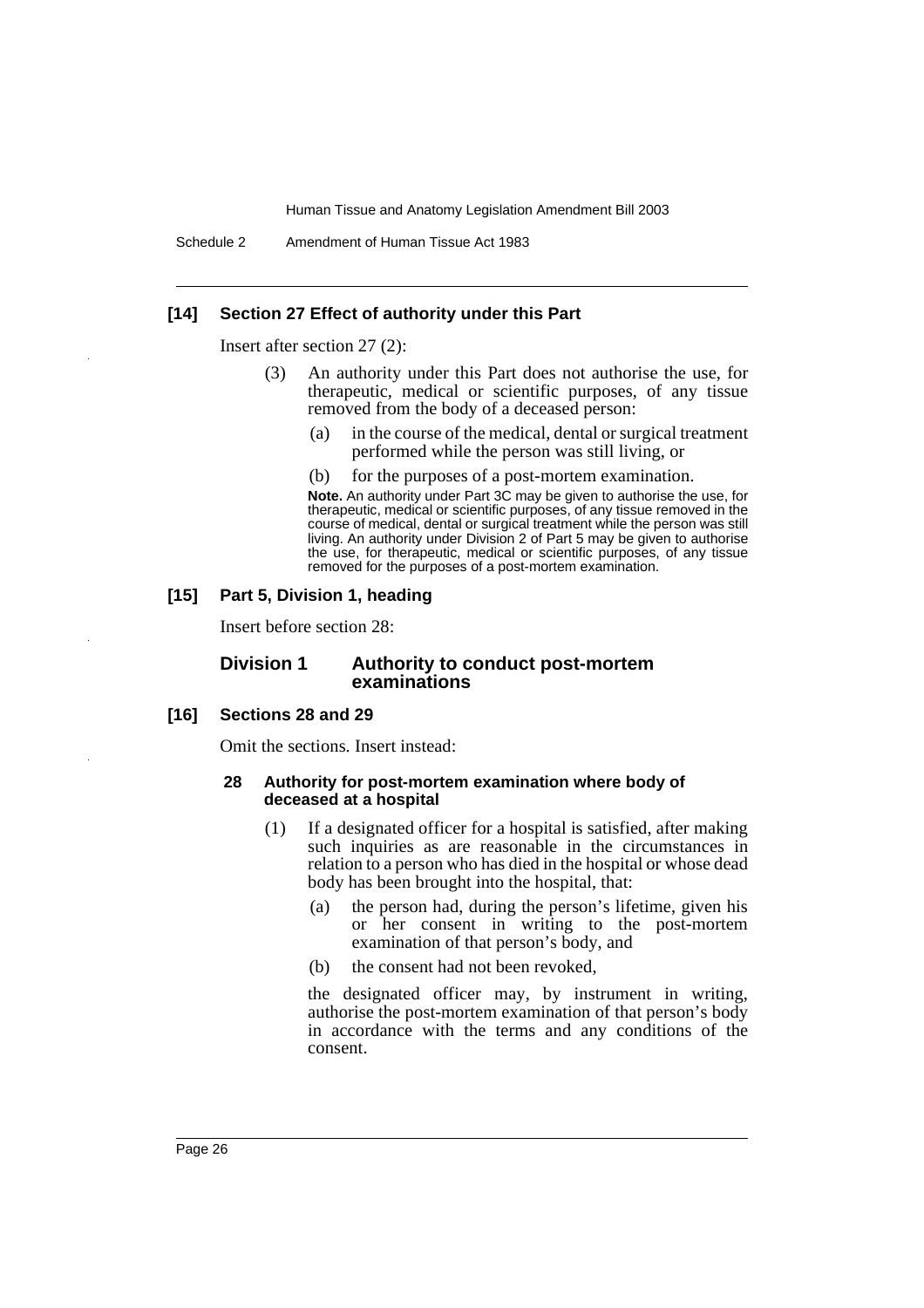**[14] Section 27 Effect of authority under this Part**

Insert after section 27 (2):

(3) An authority under this Part does not authorise the use, for therapeutic, medical or scientific purposes, of any tissue removed from the body of a deceased person:

(a) in the course of the medical, dental or surgical treatment performed while the person was still living, or

(b) for the purposes of a post-mortem examination.

**Note.** An authority under Part 3C may be given to authorise the use, for therapeutic, medical or scientific purposes, of any tissue removed in the course of medical, dental or surgical treatment while the person was still living. An authority under Division 2 of Part 5 may be given to authorise the use, for therapeutic, medical or scientific purposes, of any tissue removed for the purposes of a post-mortem examination.

**[15] Part 5, Division 1, heading**

Insert before section 28:

## Division 1 Authority to conduct post-mortem examinations

**[16] Sections 28 and 29**

Omit the sections. Insert instead:

**28 Authority for post-mortem examination where body of deceased at a hospital**

(1) If a designated officer for a hospital is satisfied, after making such inquiries as are reasonable in the circumstances in relation to a person who has died in the hospital or whose dead body has been brought into the hospital, that:

(a) the person had, during the person's lifetime, given his or her consent in writing to the post-mortem examination of that person's body, and

(b) the consent had not been revoked,

the designated officer may, by instrument in writing, authorise the post-mortem examination of that person's body in accordance with the terms and any conditions of the consent.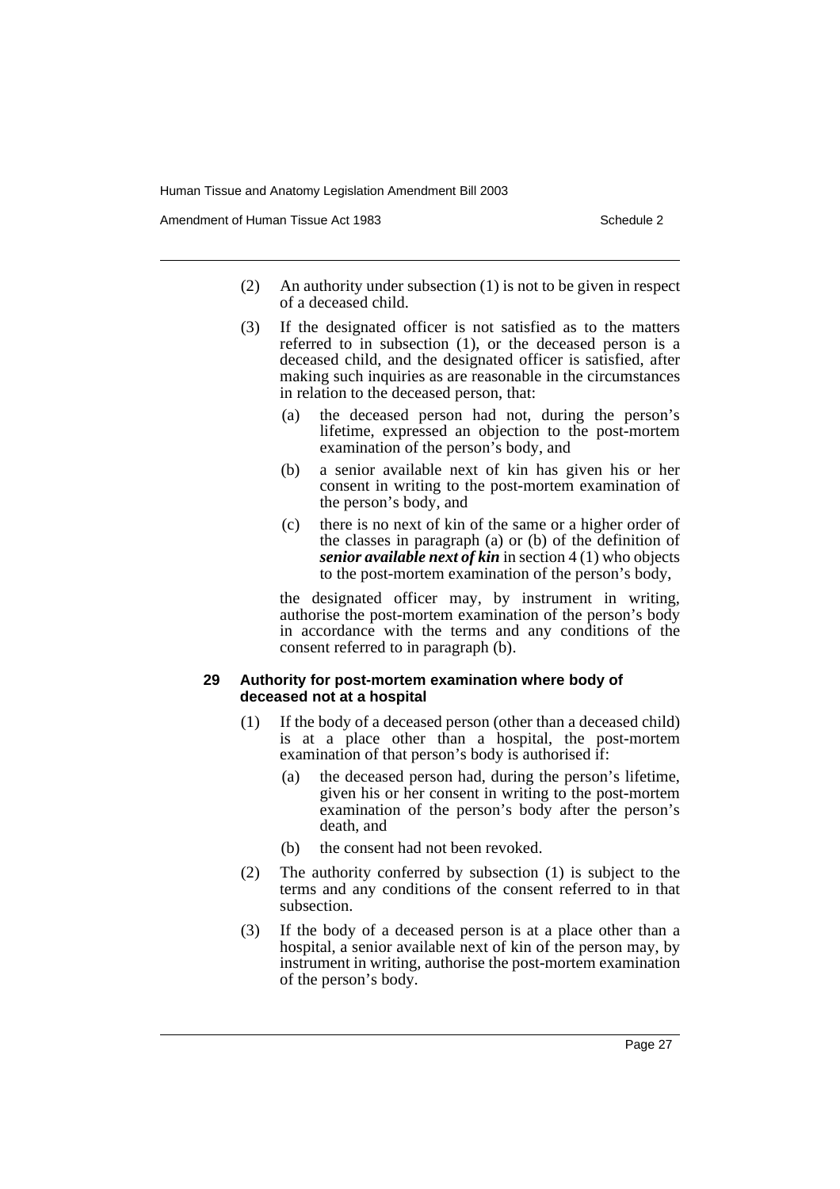(2) An authority under subsection (1) is not to be given in respect of a deceased child.

(3) If the designated officer is not satisfied as to the matters referred to in subsection (1), or the deceased person is a deceased child, and the designated officer is satisfied, after making such inquiries as are reasonable in the circumstances in relation to the deceased person, that:

(a) the deceased person had not, during the person's lifetime, expressed an objection to the post-mortem examination of the person's body, and

(b) a senior available next of kin has given his or her consent in writing to the post-mortem examination of the person's body, and

(c) there is no next of kin of the same or a higher order of the classes in paragraph (a) or (b) of the definition of ***senior available next of kin*** in section 4 (1) who objects to the post-mortem examination of the person's body,

the designated officer may, by instrument in writing, authorise the post-mortem examination of the person's body in accordance with the terms and any conditions of the consent referred to in paragraph (b).

#### 29 Authority for post-mortem examination where body of deceased not at a hospital

(1) If the body of a deceased person (other than a deceased child) is at a place other than a hospital, the post-mortem examination of that person's body is authorised if:

(a) the deceased person had, during the person's lifetime, given his or her consent in writing to the post-mortem examination of the person's body after the person's death, and

(b) the consent had not been revoked.

(2) The authority conferred by subsection (1) is subject to the terms and any conditions of the consent referred to in that subsection.

(3) If the body of a deceased person is at a place other than a hospital, a senior available next of kin of the person may, by instrument in writing, authorise the post-mortem examination of the person's body.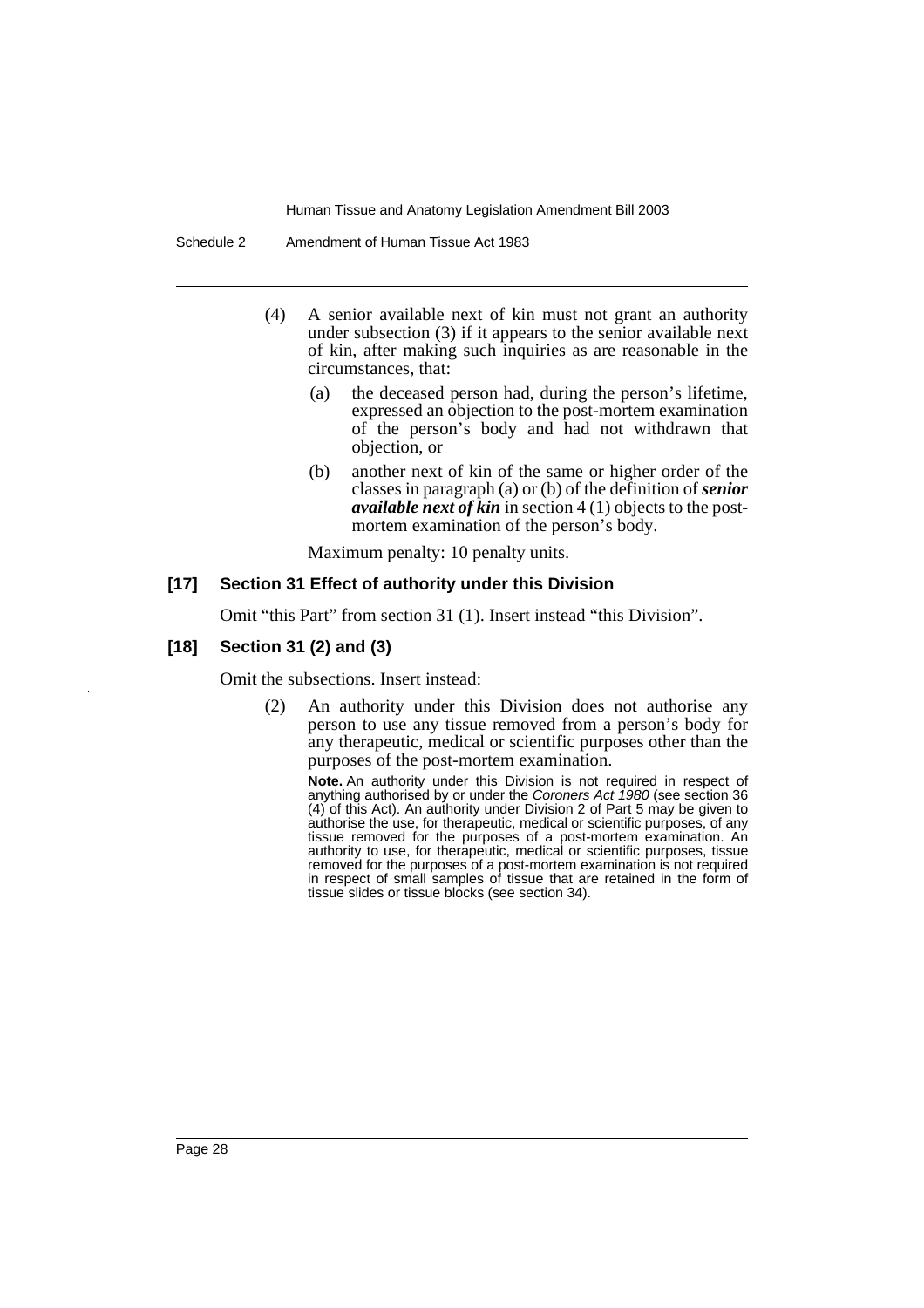(4) A senior available next of kin must not grant an authority under subsection (3) if it appears to the senior available next of kin, after making such inquiries as are reasonable in the circumstances, that:

(a) the deceased person had, during the person's lifetime, expressed an objection to the post-mortem examination of the person's body and had not withdrawn that objection, or

(b) another next of kin of the same or higher order of the classes in paragraph (a) or (b) of the definition of ***senior available next of kin*** in section 4 (1) objects to the post-mortem examination of the person's body.

Maximum penalty: 10 penalty units.

**[17] Section 31 Effect of authority under this Division**

Omit "this Part" from section 31 (1). Insert instead "this Division".

**[18] Section 31 (2) and (3)**

Omit the subsections. Insert instead:

(2) An authority under this Division does not authorise any person to use any tissue removed from a person's body for any therapeutic, medical or scientific purposes other than the purposes of the post-mortem examination.

**Note.** An authority under this Division is not required in respect of anything authorised by or under the *Coroners Act 1980* (see section 36 (4) of this Act). An authority under Division 2 of Part 5 may be given to authorise the use, for therapeutic, medical or scientific purposes, of any tissue removed for the purposes of a post-mortem examination. An authority to use, for therapeutic, medical or scientific purposes, tissue removed for the purposes of a post-mortem examination is not required in respect of small samples of tissue that are retained in the form of tissue slides or tissue blocks (see section 34).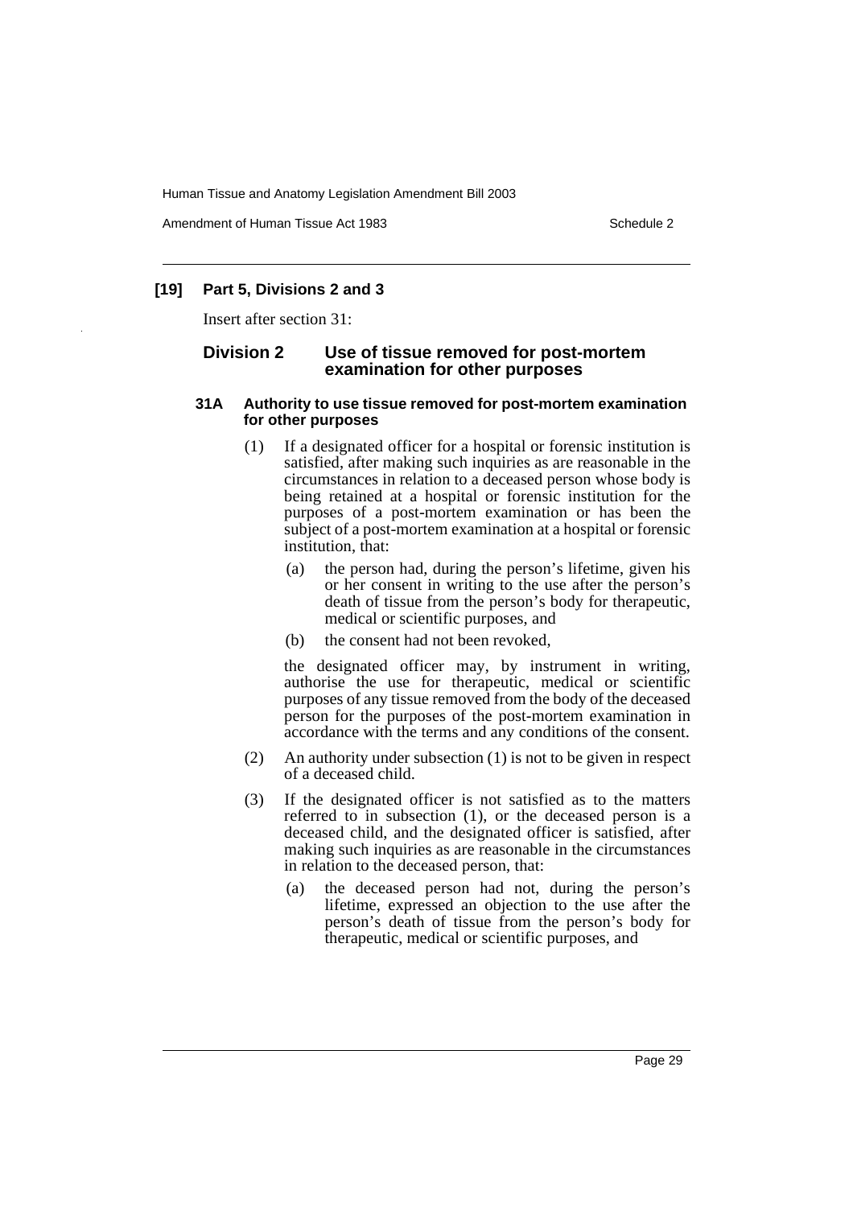**[19] Part 5, Divisions 2 and 3**

Insert after section 31:

### Division 2 Use of tissue removed for post-mortem examination for other purposes

#### 31A Authority to use tissue removed for post-mortem examination for other purposes

(1) If a designated officer for a hospital or forensic institution is satisfied, after making such inquiries as are reasonable in the circumstances in relation to a deceased person whose body is being retained at a hospital or forensic institution for the purposes of a post-mortem examination or has been the subject of a post-mortem examination at a hospital or forensic institution, that:

- (a) the person had, during the person's lifetime, given his or her consent in writing to the use after the person's death of tissue from the person's body for therapeutic, medical or scientific purposes, and
- (b) the consent had not been revoked,

the designated officer may, by instrument in writing, authorise the use for therapeutic, medical or scientific purposes of any tissue removed from the body of the deceased person for the purposes of the post-mortem examination in accordance with the terms and any conditions of the consent.

(2) An authority under subsection (1) is not to be given in respect of a deceased child.

(3) If the designated officer is not satisfied as to the matters referred to in subsection (1), or the deceased person is a deceased child, and the designated officer is satisfied, after making such inquiries as are reasonable in the circumstances in relation to the deceased person, that:

- (a) the deceased person had not, during the person's lifetime, expressed an objection to the use after the person's death of tissue from the person's body for therapeutic, medical or scientific purposes, and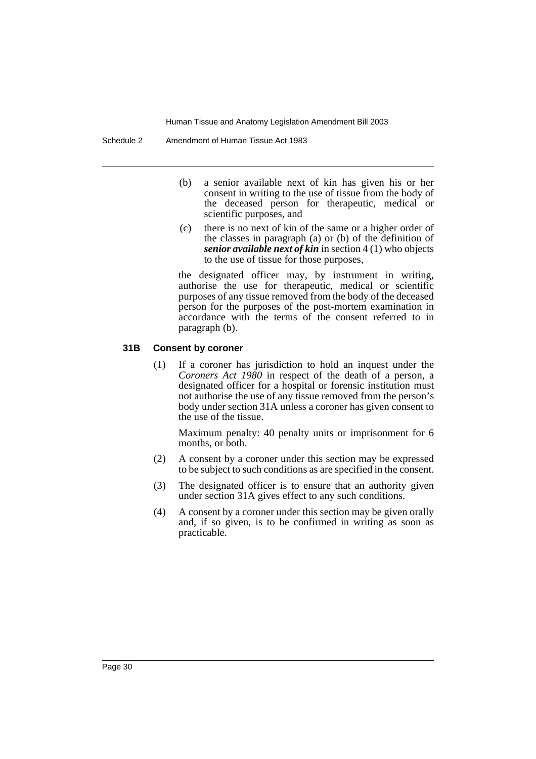(b) a senior available next of kin has given his or her consent in writing to the use of tissue from the body of the deceased person for therapeutic, medical or scientific purposes, and

(c) there is no next of kin of the same or a higher order of the classes in paragraph (a) or (b) of the definition of ***senior available next of kin*** in section 4 (1) who objects to the use of tissue for those purposes,

the designated officer may, by instrument in writing, authorise the use for therapeutic, medical or scientific purposes of any tissue removed from the body of the deceased person for the purposes of the post-mortem examination in accordance with the terms of the consent referred to in paragraph (b).

**31B Consent by coroner**

(1) If a coroner has jurisdiction to hold an inquest under the *Coroners Act 1980* in respect of the death of a person, a designated officer for a hospital or forensic institution must not authorise the use of any tissue removed from the person's body under section 31A unless a coroner has given consent to the use of the tissue.

Maximum penalty: 40 penalty units or imprisonment for 6 months, or both.

(2) A consent by a coroner under this section may be expressed to be subject to such conditions as are specified in the consent.

(3) The designated officer is to ensure that an authority given under section 31A gives effect to any such conditions.

(4) A consent by a coroner under this section may be given orally and, if so given, is to be confirmed in writing as soon as practicable.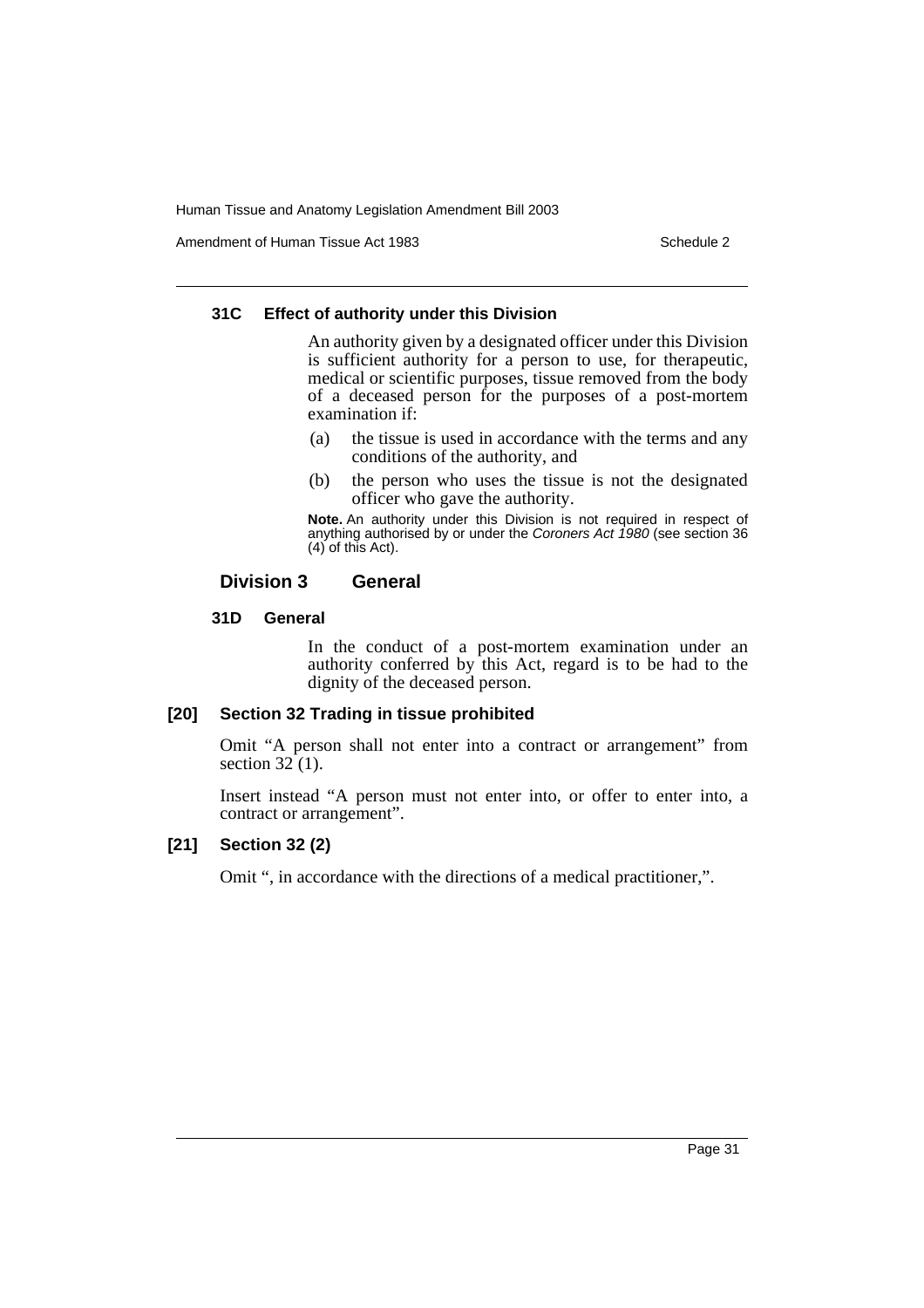#### 31C Effect of authority under this Division

An authority given by a designated officer under this Division is sufficient authority for a person to use, for therapeutic, medical or scientific purposes, tissue removed from the body of a deceased person for the purposes of a post-mortem examination if:

(a) the tissue is used in accordance with the terms and any conditions of the authority, and

(b) the person who uses the tissue is not the designated officer who gave the authority.

**Note.** An authority under this Division is not required in respect of anything authorised by or under the *Coroners Act 1980* (see section 36 (4) of this Act).

### Division 3 General

#### 31D General

In the conduct of a post-mortem examination under an authority conferred by this Act, regard is to be had to the dignity of the deceased person.

#### [20] Section 32 Trading in tissue prohibited

Omit "A person shall not enter into a contract or arrangement" from section 32 (1).

Insert instead "A person must not enter into, or offer to enter into, a contract or arrangement".

#### [21] Section 32 (2)

Omit ", in accordance with the directions of a medical practitioner,".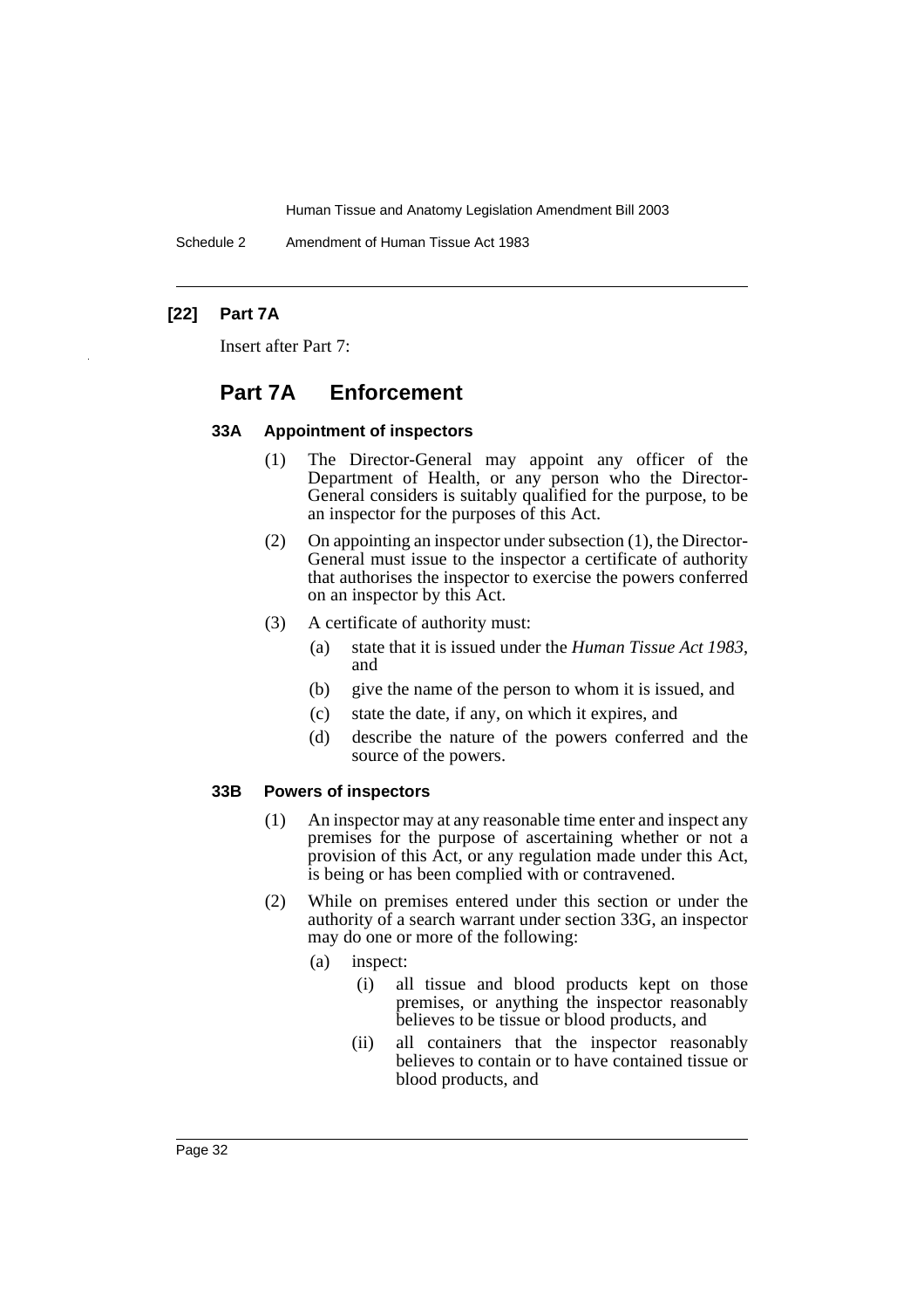**[22] Part 7A**

Insert after Part 7:

## Part 7A Enforcement

### 33A Appointment of inspectors

(1) The Director-General may appoint any officer of the Department of Health, or any person who the Director-General considers is suitably qualified for the purpose, to be an inspector for the purposes of this Act.

(2) On appointing an inspector under subsection (1), the Director-General must issue to the inspector a certificate of authority that authorises the inspector to exercise the powers conferred on an inspector by this Act.

(3) A certificate of authority must:

- (a) state that it is issued under the *Human Tissue Act 1983*, and
- (b) give the name of the person to whom it is issued, and
- (c) state the date, if any, on which it expires, and
- (d) describe the nature of the powers conferred and the source of the powers.

### 33B Powers of inspectors

(1) An inspector may at any reasonable time enter and inspect any premises for the purpose of ascertaining whether or not a provision of this Act, or any regulation made under this Act, is being or has been complied with or contravened.

(2) While on premises entered under this section or under the authority of a search warrant under section 33G, an inspector may do one or more of the following:

- (a) inspect:
  - (i) all tissue and blood products kept on those premises, or anything the inspector reasonably believes to be tissue or blood products, and
  - (ii) all containers that the inspector reasonably believes to contain or to have contained tissue or blood products, and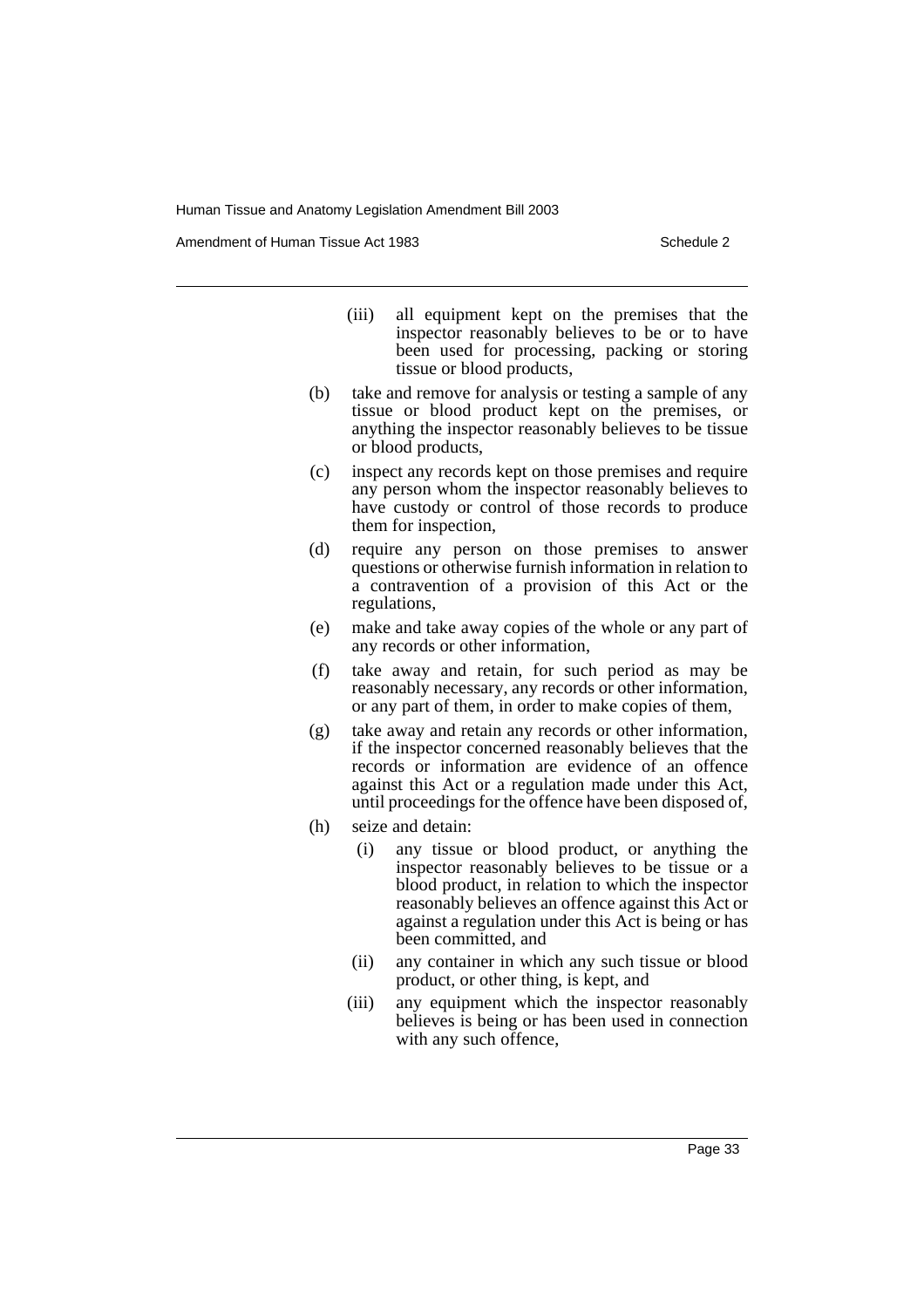(iii) all equipment kept on the premises that the inspector reasonably believes to be or to have been used for processing, packing or storing tissue or blood products,

(b) take and remove for analysis or testing a sample of any tissue or blood product kept on the premises, or anything the inspector reasonably believes to be tissue or blood products,

(c) inspect any records kept on those premises and require any person whom the inspector reasonably believes to have custody or control of those records to produce them for inspection,

(d) require any person on those premises to answer questions or otherwise furnish information in relation to a contravention of a provision of this Act or the regulations,

(e) make and take away copies of the whole or any part of any records or other information,

(f) take away and retain, for such period as may be reasonably necessary, any records or other information, or any part of them, in order to make copies of them,

(g) take away and retain any records or other information, if the inspector concerned reasonably believes that the records or information are evidence of an offence against this Act or a regulation made under this Act, until proceedings for the offence have been disposed of,

(h) seize and detain:

(i) any tissue or blood product, or anything the inspector reasonably believes to be tissue or a blood product, in relation to which the inspector reasonably believes an offence against this Act or against a regulation under this Act is being or has been committed, and

(ii) any container in which any such tissue or blood product, or other thing, is kept, and

(iii) any equipment which the inspector reasonably believes is being or has been used in connection with any such offence,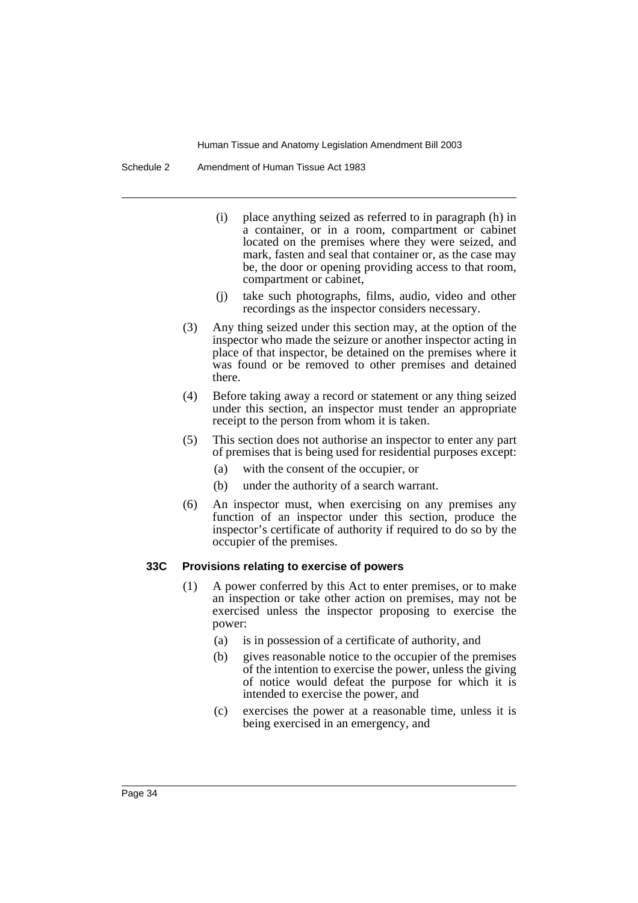(i) place anything seized as referred to in paragraph (h) in a container, or in a room, compartment or cabinet located on the premises where they were seized, and mark, fasten and seal that container or, as the case may be, the door or opening providing access to that room, compartment or cabinet,

(j) take such photographs, films, audio, video and other recordings as the inspector considers necessary.

(3) Any thing seized under this section may, at the option of the inspector who made the seizure or another inspector acting in place of that inspector, be detained on the premises where it was found or be removed to other premises and detained there.

(4) Before taking away a record or statement or any thing seized under this section, an inspector must tender an appropriate receipt to the person from whom it is taken.

(5) This section does not authorise an inspector to enter any part of premises that is being used for residential purposes except:

(a) with the consent of the occupier, or

(b) under the authority of a search warrant.

(6) An inspector must, when exercising on any premises any function of an inspector under this section, produce the inspector's certificate of authority if required to do so by the occupier of the premises.

### 33C Provisions relating to exercise of powers

(1) A power conferred by this Act to enter premises, or to make an inspection or take other action on premises, may not be exercised unless the inspector proposing to exercise the power:

(a) is in possession of a certificate of authority, and

(b) gives reasonable notice to the occupier of the premises of the intention to exercise the power, unless the giving of notice would defeat the purpose for which it is intended to exercise the power, and

(c) exercises the power at a reasonable time, unless it is being exercised in an emergency, and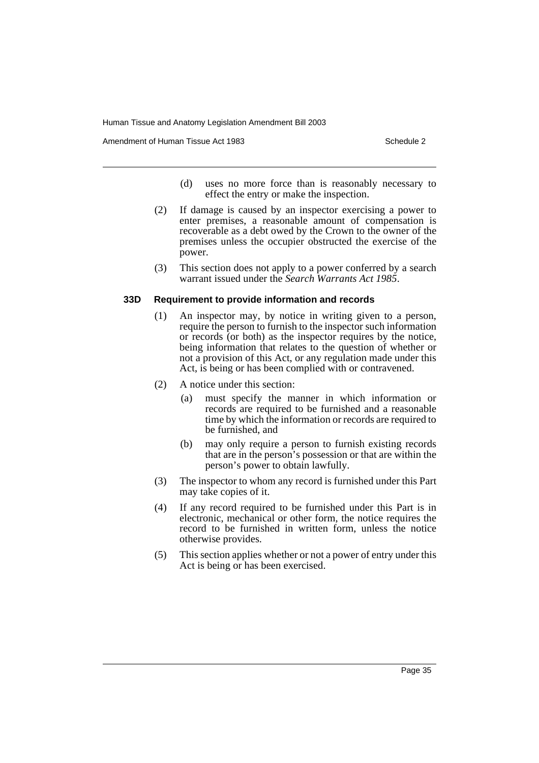(d) uses no more force than is reasonably necessary to effect the entry or make the inspection.

(2) If damage is caused by an inspector exercising a power to enter premises, a reasonable amount of compensation is recoverable as a debt owed by the Crown to the owner of the premises unless the occupier obstructed the exercise of the power.

(3) This section does not apply to a power conferred by a search warrant issued under the *Search Warrants Act 1985*.

### 33D Requirement to provide information and records

(1) An inspector may, by notice in writing given to a person, require the person to furnish to the inspector such information or records (or both) as the inspector requires by the notice, being information that relates to the question of whether or not a provision of this Act, or any regulation made under this Act, is being or has been complied with or contravened.

(2) A notice under this section:

(a) must specify the manner in which information or records are required to be furnished and a reasonable time by which the information or records are required to be furnished, and

(b) may only require a person to furnish existing records that are in the person's possession or that are within the person's power to obtain lawfully.

(3) The inspector to whom any record is furnished under this Part may take copies of it.

(4) If any record required to be furnished under this Part is in electronic, mechanical or other form, the notice requires the record to be furnished in written form, unless the notice otherwise provides.

(5) This section applies whether or not a power of entry under this Act is being or has been exercised.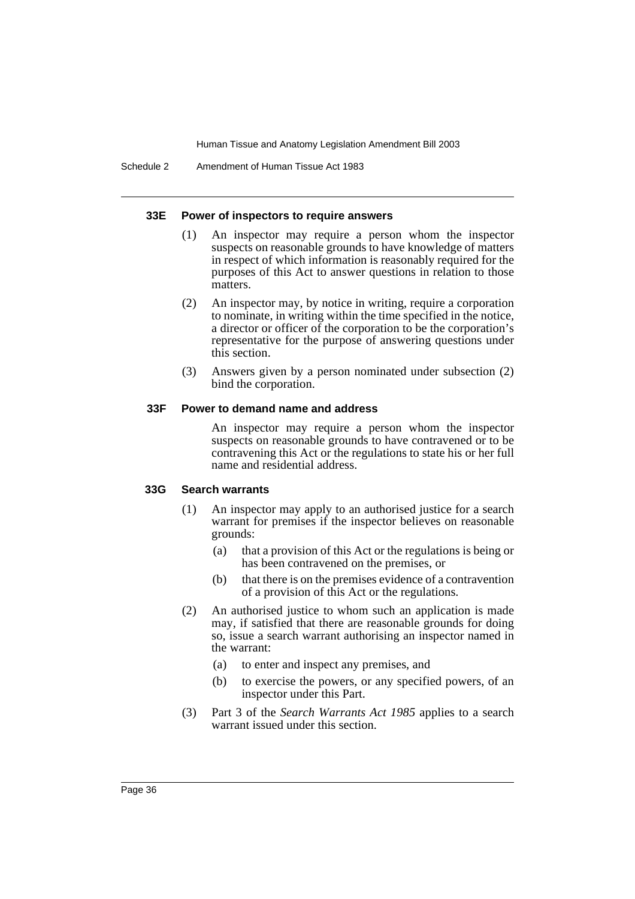#### 33E Power of inspectors to require answers

(1) An inspector may require a person whom the inspector suspects on reasonable grounds to have knowledge of matters in respect of which information is reasonably required for the purposes of this Act to answer questions in relation to those matters.

(2) An inspector may, by notice in writing, require a corporation to nominate, in writing within the time specified in the notice, a director or officer of the corporation to be the corporation's representative for the purpose of answering questions under this section.

(3) Answers given by a person nominated under subsection (2) bind the corporation.

#### 33F Power to demand name and address

An inspector may require a person whom the inspector suspects on reasonable grounds to have contravened or to be contravening this Act or the regulations to state his or her full name and residential address.

#### 33G Search warrants

(1) An inspector may apply to an authorised justice for a search warrant for premises if the inspector believes on reasonable grounds:

- (a) that a provision of this Act or the regulations is being or has been contravened on the premises, or
- (b) that there is on the premises evidence of a contravention of a provision of this Act or the regulations.

(2) An authorised justice to whom such an application is made may, if satisfied that there are reasonable grounds for doing so, issue a search warrant authorising an inspector named in the warrant:

- (a) to enter and inspect any premises, and
- (b) to exercise the powers, or any specified powers, of an inspector under this Part.

(3) Part 3 of the *Search Warrants Act 1985* applies to a search warrant issued under this section.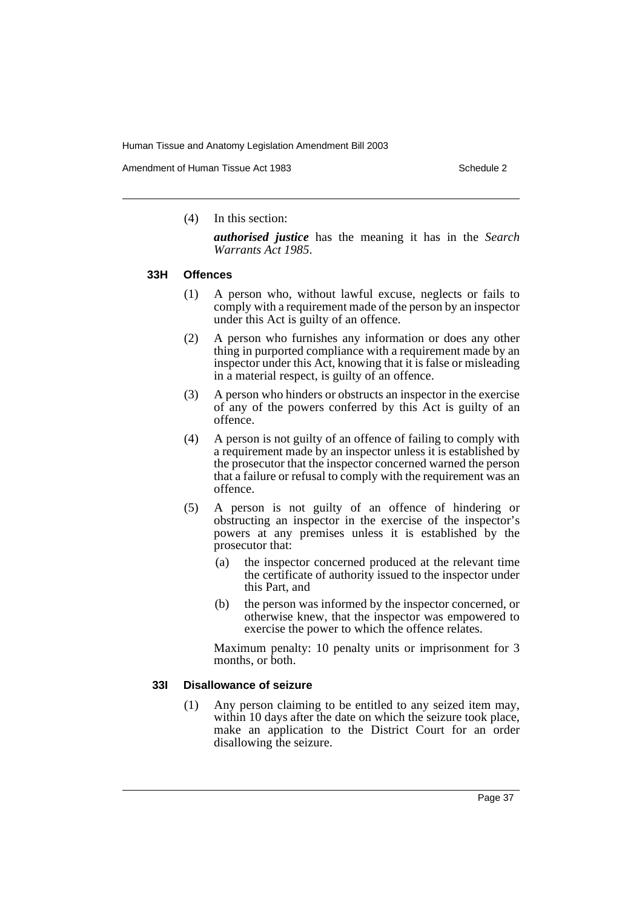(4) In this section:

***authorised justice*** has the meaning it has in the *Search Warrants Act 1985*.

### 33H Offences

(1) A person who, without lawful excuse, neglects or fails to comply with a requirement made of the person by an inspector under this Act is guilty of an offence.

(2) A person who furnishes any information or does any other thing in purported compliance with a requirement made by an inspector under this Act, knowing that it is false or misleading in a material respect, is guilty of an offence.

(3) A person who hinders or obstructs an inspector in the exercise of any of the powers conferred by this Act is guilty of an offence.

(4) A person is not guilty of an offence of failing to comply with a requirement made by an inspector unless it is established by the prosecutor that the inspector concerned warned the person that a failure or refusal to comply with the requirement was an offence.

(5) A person is not guilty of an offence of hindering or obstructing an inspector in the exercise of the inspector's powers at any premises unless it is established by the prosecutor that:

(a) the inspector concerned produced at the relevant time the certificate of authority issued to the inspector under this Part, and

(b) the person was informed by the inspector concerned, or otherwise knew, that the inspector was empowered to exercise the power to which the offence relates.

Maximum penalty: 10 penalty units or imprisonment for 3 months, or both.

### 33I Disallowance of seizure

(1) Any person claiming to be entitled to any seized item may, within 10 days after the date on which the seizure took place, make an application to the District Court for an order disallowing the seizure.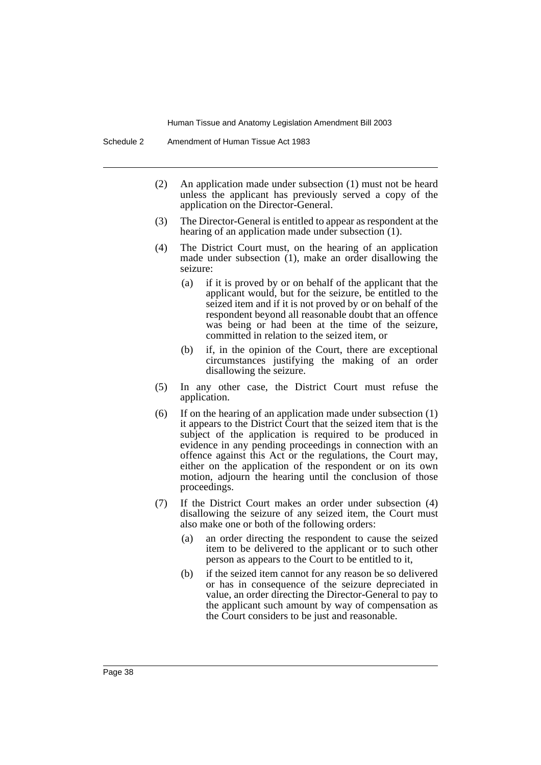(2) An application made under subsection (1) must not be heard unless the applicant has previously served a copy of the application on the Director-General.

(3) The Director-General is entitled to appear as respondent at the hearing of an application made under subsection (1).

(4) The District Court must, on the hearing of an application made under subsection (1), make an order disallowing the seizure:

- (a) if it is proved by or on behalf of the applicant that the applicant would, but for the seizure, be entitled to the seized item and if it is not proved by or on behalf of the respondent beyond all reasonable doubt that an offence was being or had been at the time of the seizure, committed in relation to the seized item, or
- (b) if, in the opinion of the Court, there are exceptional circumstances justifying the making of an order disallowing the seizure.

(5) In any other case, the District Court must refuse the application.

(6) If on the hearing of an application made under subsection (1) it appears to the District Court that the seized item that is the subject of the application is required to be produced in evidence in any pending proceedings in connection with an offence against this Act or the regulations, the Court may, either on the application of the respondent or on its own motion, adjourn the hearing until the conclusion of those proceedings.

(7) If the District Court makes an order under subsection (4) disallowing the seizure of any seized item, the Court must also make one or both of the following orders:

- (a) an order directing the respondent to cause the seized item to be delivered to the applicant or to such other person as appears to the Court to be entitled to it,
- (b) if the seized item cannot for any reason be so delivered or has in consequence of the seizure depreciated in value, an order directing the Director-General to pay to the applicant such amount by way of compensation as the Court considers to be just and reasonable.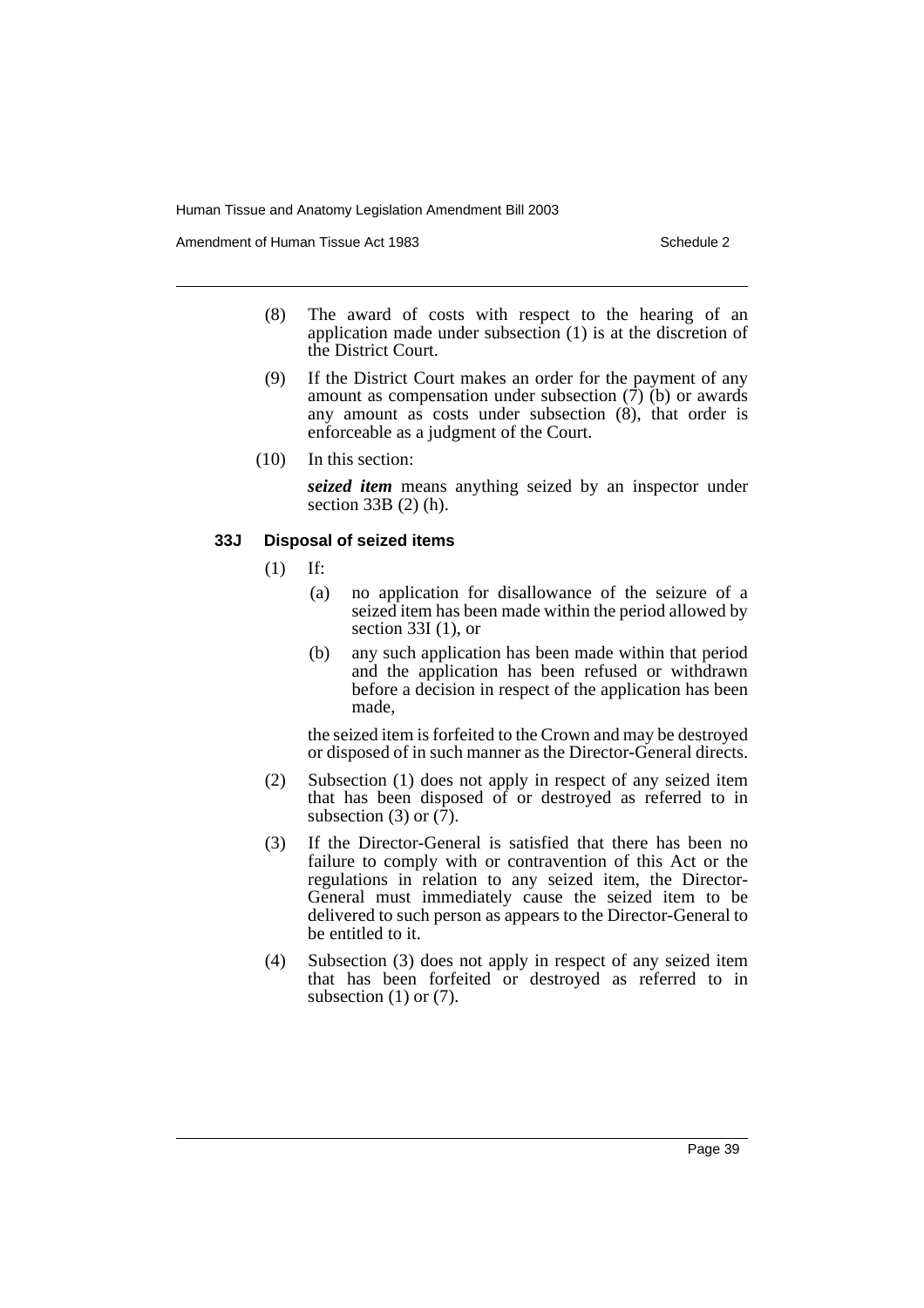(8) The award of costs with respect to the hearing of an application made under subsection (1) is at the discretion of the District Court.

(9) If the District Court makes an order for the payment of any amount as compensation under subsection (7) (b) or awards any amount as costs under subsection (8), that order is enforceable as a judgment of the Court.

(10) In this section:

***seized item*** means anything seized by an inspector under section 33B (2) (h).

### 33J Disposal of seized items

(1) If:

(a) no application for disallowance of the seizure of a seized item has been made within the period allowed by section 33I (1), or

(b) any such application has been made within that period and the application has been refused or withdrawn before a decision in respect of the application has been made,

the seized item is forfeited to the Crown and may be destroyed or disposed of in such manner as the Director-General directs.

(2) Subsection (1) does not apply in respect of any seized item that has been disposed of or destroyed as referred to in subsection (3) or (7).

(3) If the Director-General is satisfied that there has been no failure to comply with or contravention of this Act or the regulations in relation to any seized item, the Director-General must immediately cause the seized item to be delivered to such person as appears to the Director-General to be entitled to it.

(4) Subsection (3) does not apply in respect of any seized item that has been forfeited or destroyed as referred to in subsection (1) or (7).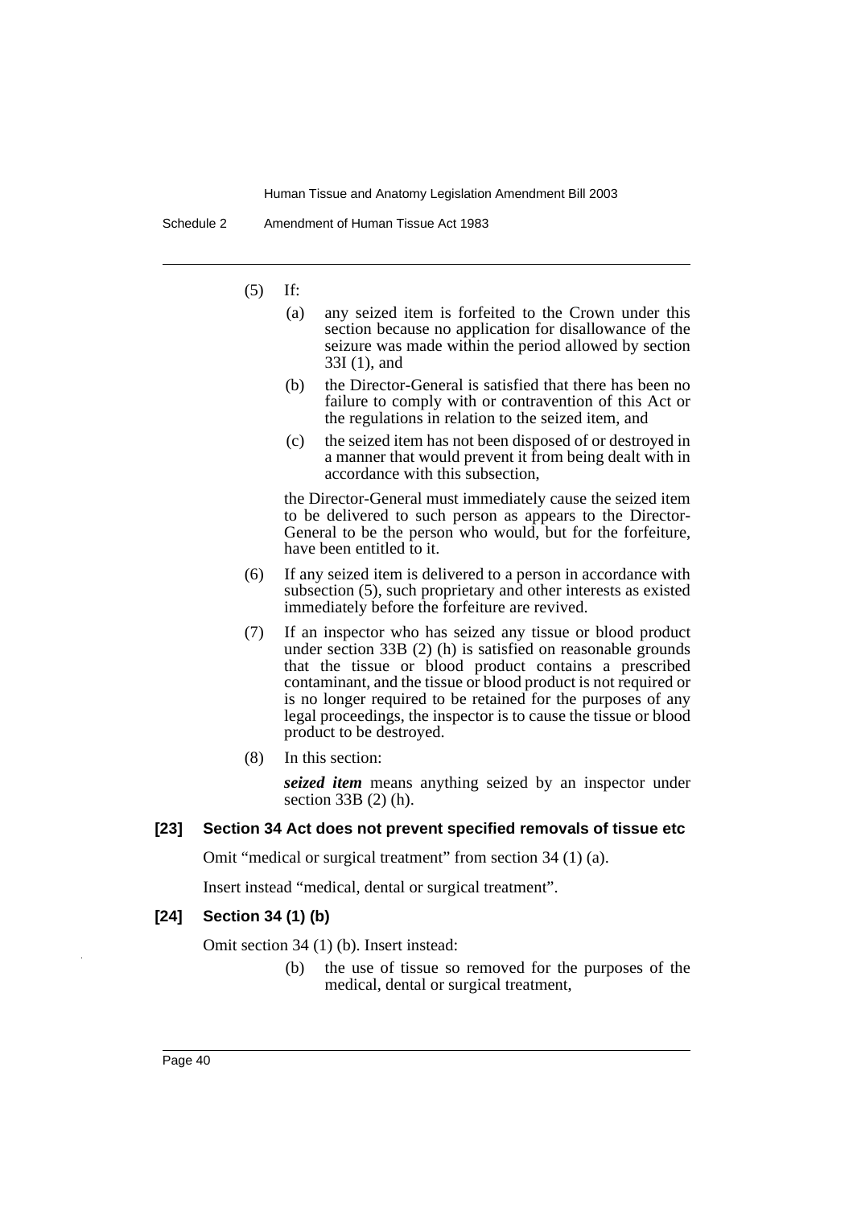(5) If:

(a) any seized item is forfeited to the Crown under this section because no application for disallowance of the seizure was made within the period allowed by section 33I (1), and

(b) the Director-General is satisfied that there has been no failure to comply with or contravention of this Act or the regulations in relation to the seized item, and

(c) the seized item has not been disposed of or destroyed in a manner that would prevent it from being dealt with in accordance with this subsection,

the Director-General must immediately cause the seized item to be delivered to such person as appears to the Director-General to be the person who would, but for the forfeiture, have been entitled to it.

(6) If any seized item is delivered to a person in accordance with subsection (5), such proprietary and other interests as existed immediately before the forfeiture are revived.

(7) If an inspector who has seized any tissue or blood product under section 33B (2) (h) is satisfied on reasonable grounds that the tissue or blood product contains a prescribed contaminant, and the tissue or blood product is not required or is no longer required to be retained for the purposes of any legal proceedings, the inspector is to cause the tissue or blood product to be destroyed.

(8) In this section:

***seized item*** means anything seized by an inspector under section 33B (2) (h).

**[23] Section 34 Act does not prevent specified removals of tissue etc**

Omit "medical or surgical treatment" from section 34 (1) (a).

Insert instead "medical, dental or surgical treatment".

**[24] Section 34 (1) (b)**

Omit section 34 (1) (b). Insert instead:

(b) the use of tissue so removed for the purposes of the medical, dental or surgical treatment,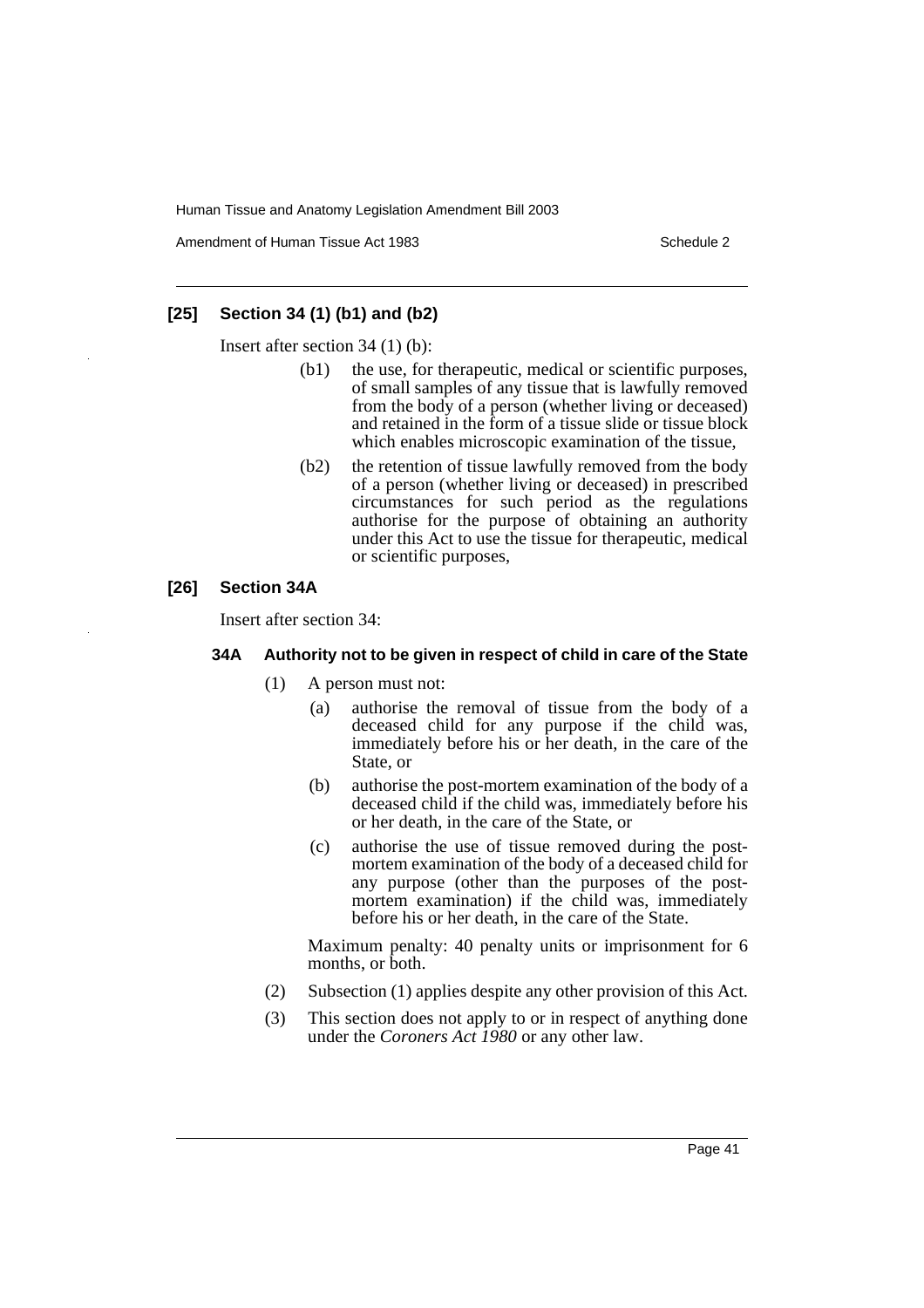### [25] Section 34 (1) (b1) and (b2)

Insert after section 34 (1) (b):

(b1) the use, for therapeutic, medical or scientific purposes, of small samples of any tissue that is lawfully removed from the body of a person (whether living or deceased) and retained in the form of a tissue slide or tissue block which enables microscopic examination of the tissue,

(b2) the retention of tissue lawfully removed from the body of a person (whether living or deceased) in prescribed circumstances for such period as the regulations authorise for the purpose of obtaining an authority under this Act to use the tissue for therapeutic, medical or scientific purposes,

### [26] Section 34A

Insert after section 34:

#### 34A Authority not to be given in respect of child in care of the State

(1) A person must not:

(a) authorise the removal of tissue from the body of a deceased child for any purpose if the child was, immediately before his or her death, in the care of the State, or

(b) authorise the post-mortem examination of the body of a deceased child if the child was, immediately before his or her death, in the care of the State, or

(c) authorise the use of tissue removed during the post-mortem examination of the body of a deceased child for any purpose (other than the purposes of the post-mortem examination) if the child was, immediately before his or her death, in the care of the State.

Maximum penalty: 40 penalty units or imprisonment for 6 months, or both.

(2) Subsection (1) applies despite any other provision of this Act.

(3) This section does not apply to or in respect of anything done under the *Coroners Act 1980* or any other law.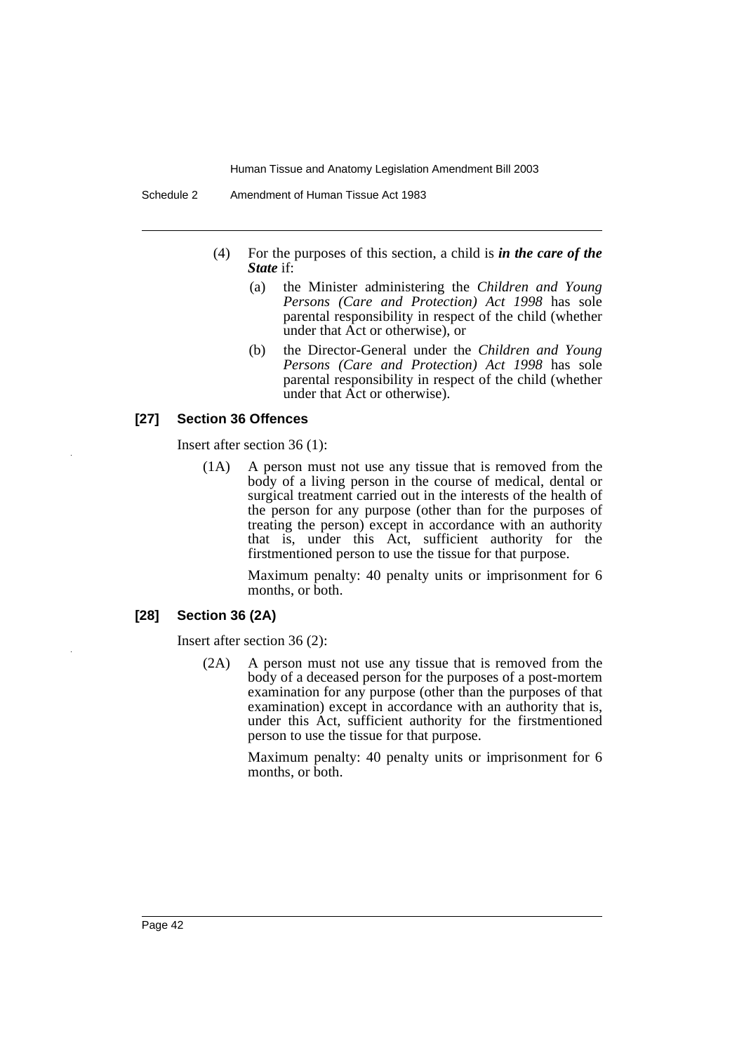(4) For the purposes of this section, a child is ***in the care of the State*** if:

(a) the Minister administering the *Children and Young Persons (Care and Protection) Act 1998* has sole parental responsibility in respect of the child (whether under that Act or otherwise), or

(b) the Director-General under the *Children and Young Persons (Care and Protection) Act 1998* has sole parental responsibility in respect of the child (whether under that Act or otherwise).

### [27] Section 36 Offences

Insert after section 36 (1):

(1A) A person must not use any tissue that is removed from the body of a living person in the course of medical, dental or surgical treatment carried out in the interests of the health of the person for any purpose (other than for the purposes of treating the person) except in accordance with an authority that is, under this Act, sufficient authority for the firstmentioned person to use the tissue for that purpose.

Maximum penalty: 40 penalty units or imprisonment for 6 months, or both.

### [28] Section 36 (2A)

Insert after section 36 (2):

(2A) A person must not use any tissue that is removed from the body of a deceased person for the purposes of a post-mortem examination for any purpose (other than the purposes of that examination) except in accordance with an authority that is, under this Act, sufficient authority for the firstmentioned person to use the tissue for that purpose.

Maximum penalty: 40 penalty units or imprisonment for 6 months, or both.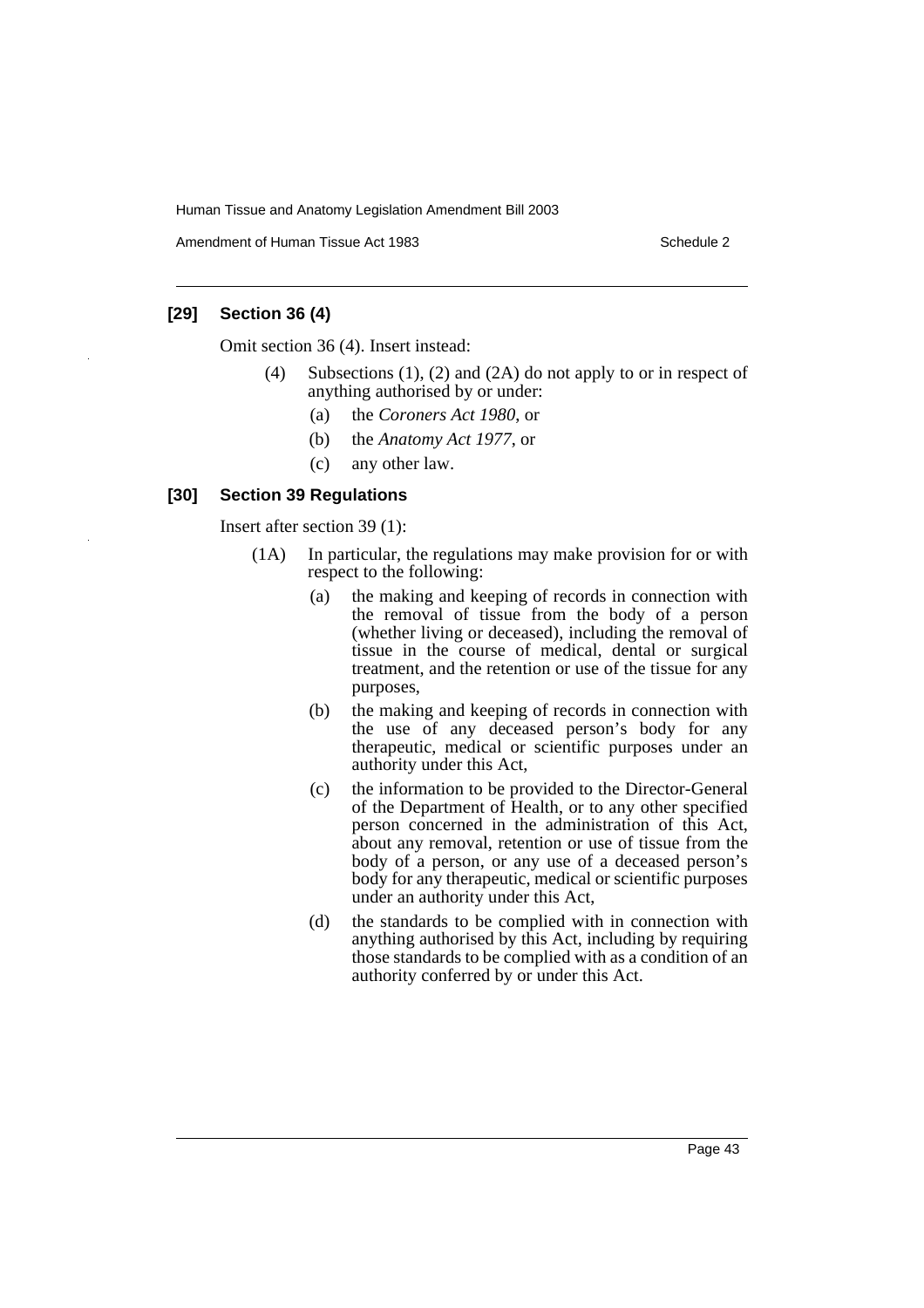### [29] Section 36 (4)

Omit section 36 (4). Insert instead:

(4) Subsections (1), (2) and (2A) do not apply to or in respect of anything authorised by or under:

- (a) the *Coroners Act 1980*, or
- (b) the *Anatomy Act 1977*, or
- (c) any other law.

### [30] Section 39 Regulations

Insert after section 39 (1):

(1A) In particular, the regulations may make provision for or with respect to the following:

- (a) the making and keeping of records in connection with the removal of tissue from the body of a person (whether living or deceased), including the removal of tissue in the course of medical, dental or surgical treatment, and the retention or use of the tissue for any purposes,
- (b) the making and keeping of records in connection with the use of any deceased person's body for any therapeutic, medical or scientific purposes under an authority under this Act,
- (c) the information to be provided to the Director-General of the Department of Health, or to any other specified person concerned in the administration of this Act, about any removal, retention or use of tissue from the body of a person, or any use of a deceased person's body for any therapeutic, medical or scientific purposes under an authority under this Act,
- (d) the standards to be complied with in connection with anything authorised by this Act, including by requiring those standards to be complied with as a condition of an authority conferred by or under this Act.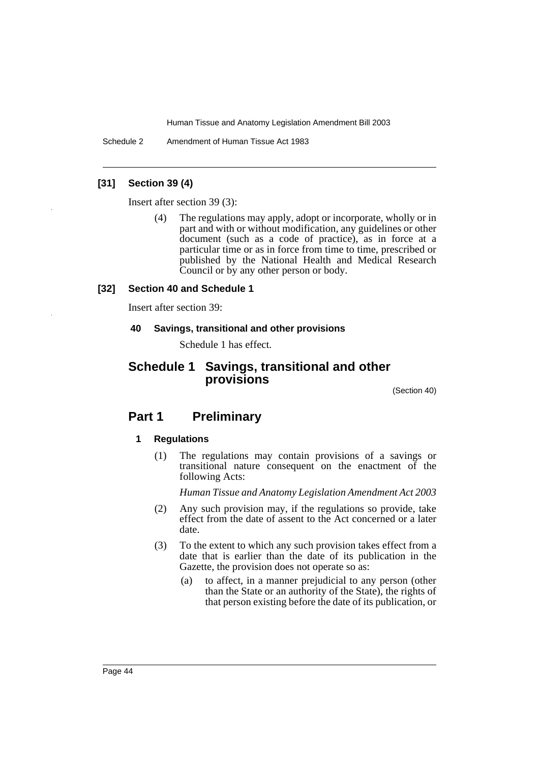### [31] Section 39 (4)

Insert after section 39 (3):

(4) The regulations may apply, adopt or incorporate, wholly or in part and with or without modification, any guidelines or other document (such as a code of practice), as in force at a particular time or as in force from time to time, prescribed or published by the National Health and Medical Research Council or by any other person or body.

### [32] Section 40 and Schedule 1

Insert after section 39:

#### 40 Savings, transitional and other provisions

Schedule 1 has effect.

## Schedule 1 Savings, transitional and other provisions

(Section 40)

## Part 1 Preliminary

#### 1 Regulations

(1) The regulations may contain provisions of a savings or transitional nature consequent on the enactment of the following Acts:

*Human Tissue and Anatomy Legislation Amendment Act 2003*

(2) Any such provision may, if the regulations so provide, take effect from the date of assent to the Act concerned or a later date.

(3) To the extent to which any such provision takes effect from a date that is earlier than the date of its publication in the Gazette, the provision does not operate so as:

(a) to affect, in a manner prejudicial to any person (other than the State or an authority of the State), the rights of that person existing before the date of its publication, or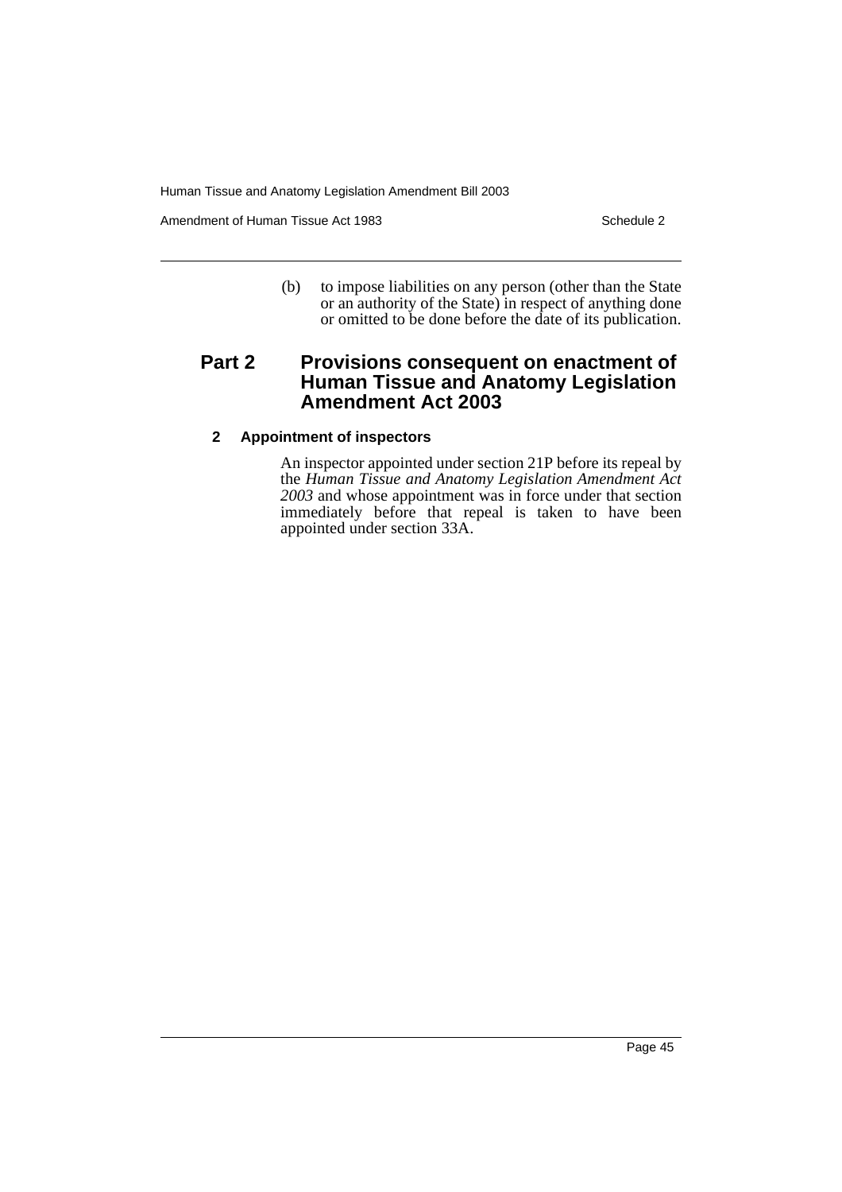(b) to impose liabilities on any person (other than the State or an authority of the State) in respect of anything done or omitted to be done before the date of its publication.

## Part 2 Provisions consequent on enactment of Human Tissue and Anatomy Legislation Amendment Act 2003

### 2 Appointment of inspectors

An inspector appointed under section 21P before its repeal by the *Human Tissue and Anatomy Legislation Amendment Act 2003* and whose appointment was in force under that section immediately before that repeal is taken to have been appointed under section 33A.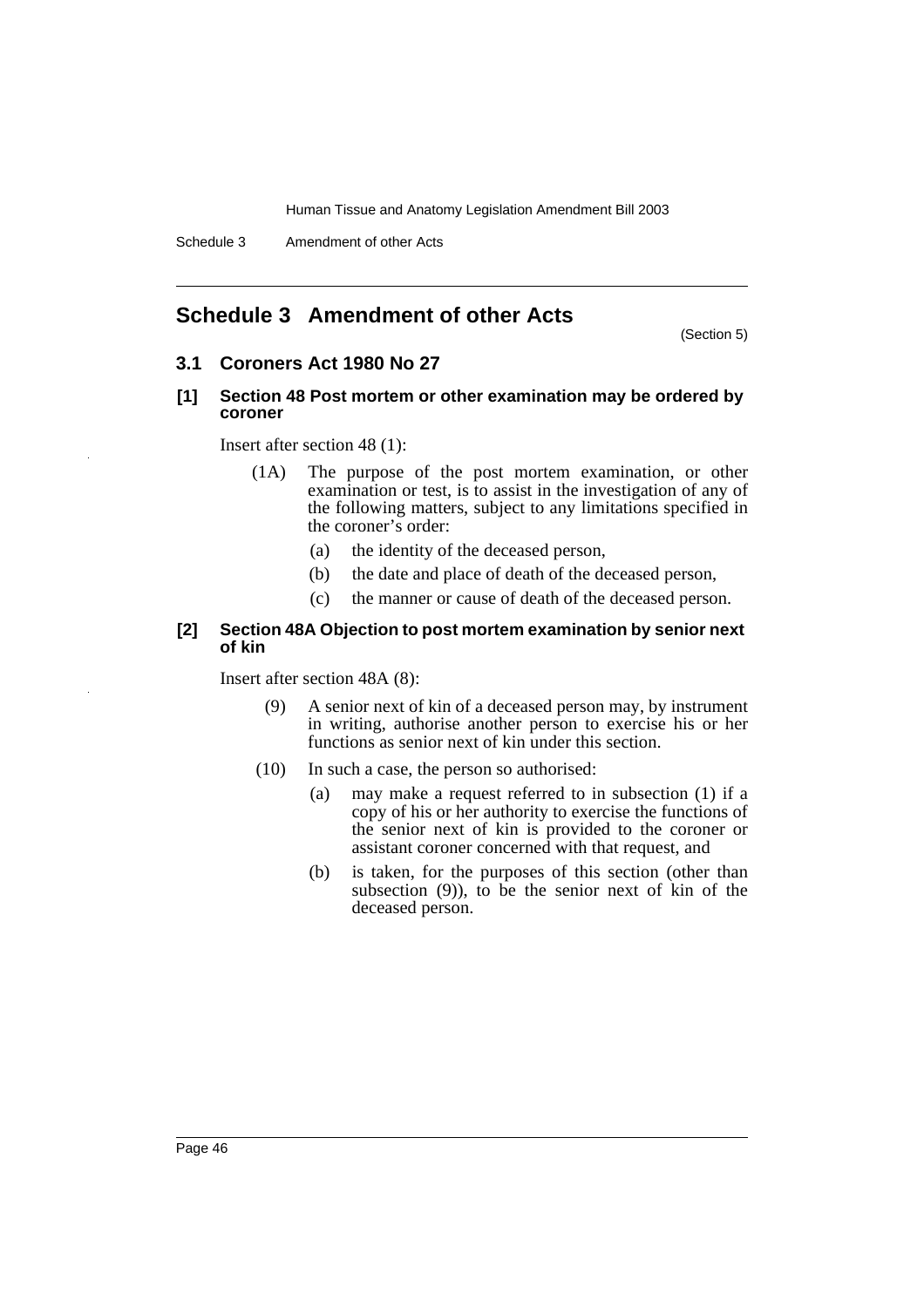# Schedule 3 Amendment of other Acts

(Section 5)

## 3.1 Coroners Act 1980 No 27

### [1] Section 48 Post mortem or other examination may be ordered by coroner

Insert after section 48 (1):

(1A) The purpose of the post mortem examination, or other examination or test, is to assist in the investigation of any of the following matters, subject to any limitations specified in the coroner's order:

- (a) the identity of the deceased person,
- (b) the date and place of death of the deceased person,
- (c) the manner or cause of death of the deceased person.

### [2] Section 48A Objection to post mortem examination by senior next of kin

Insert after section 48A (8):

(9) A senior next of kin of a deceased person may, by instrument in writing, authorise another person to exercise his or her functions as senior next of kin under this section.

(10) In such a case, the person so authorised:

- (a) may make a request referred to in subsection (1) if a copy of his or her authority to exercise the functions of the senior next of kin is provided to the coroner or assistant coroner concerned with that request, and
- (b) is taken, for the purposes of this section (other than subsection (9)), to be the senior next of kin of the deceased person.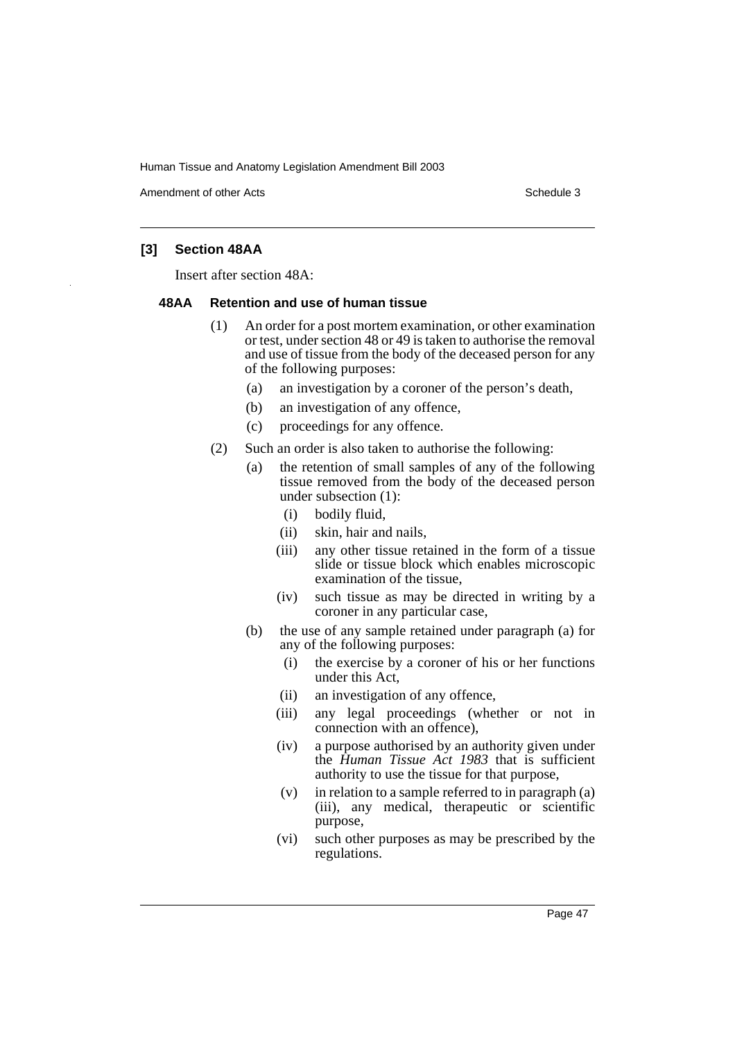## [3] Section 48AA

Insert after section 48A:

### 48AA Retention and use of human tissue

(1) An order for a post mortem examination, or other examination or test, under section 48 or 49 is taken to authorise the removal and use of tissue from the body of the deceased person for any of the following purposes:

- (a) an investigation by a coroner of the person's death,
- (b) an investigation of any offence,
- (c) proceedings for any offence.

(2) Such an order is also taken to authorise the following:

- (a) the retention of small samples of any of the following tissue removed from the body of the deceased person under subsection (1):
  - (i) bodily fluid,
  - (ii) skin, hair and nails,
  - (iii) any other tissue retained in the form of a tissue slide or tissue block which enables microscopic examination of the tissue,
  - (iv) such tissue as may be directed in writing by a coroner in any particular case,
- (b) the use of any sample retained under paragraph (a) for any of the following purposes:
  - (i) the exercise by a coroner of his or her functions under this Act,
  - (ii) an investigation of any offence,
  - (iii) any legal proceedings (whether or not in connection with an offence),
  - (iv) a purpose authorised by an authority given under the *Human Tissue Act 1983* that is sufficient authority to use the tissue for that purpose,
  - (v) in relation to a sample referred to in paragraph (a) (iii), any medical, therapeutic or scientific purpose,
  - (vi) such other purposes as may be prescribed by the regulations.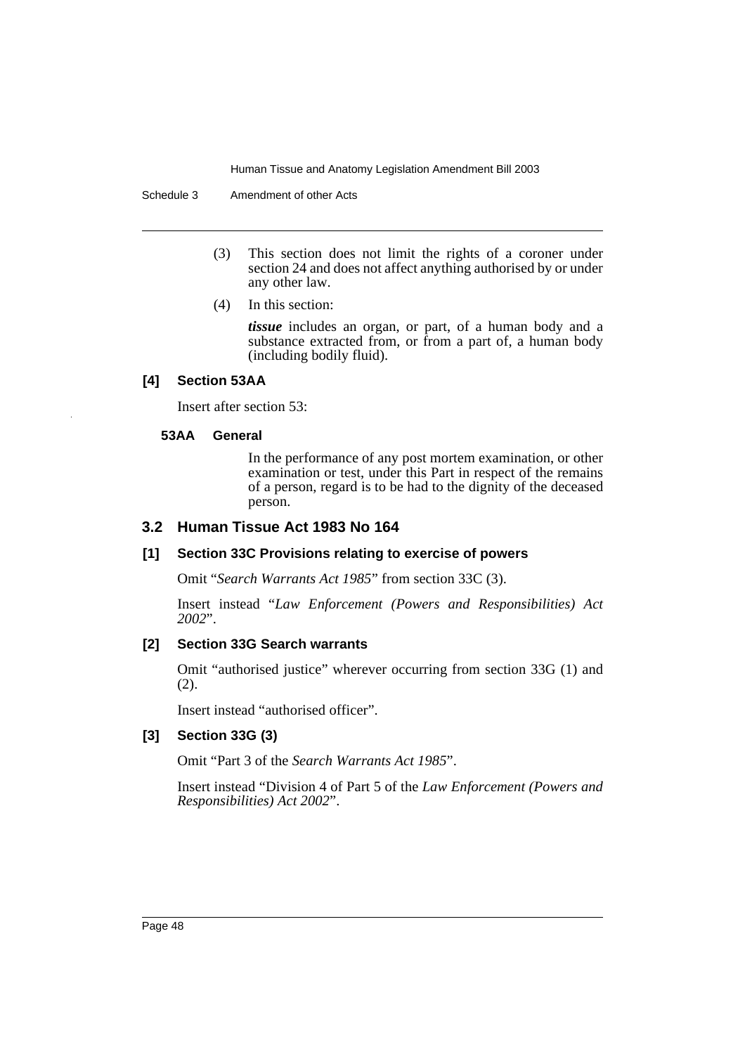(3) This section does not limit the rights of a coroner under section 24 and does not affect anything authorised by or under any other law.

(4) In this section:

***tissue*** includes an organ, or part, of a human body and a substance extracted from, or from a part of, a human body (including bodily fluid).

### [4] Section 53AA

Insert after section 53:

#### 53AA General

In the performance of any post mortem examination, or other examination or test, under this Part in respect of the remains of a person, regard is to be had to the dignity of the deceased person.

## 3.2 Human Tissue Act 1983 No 164

### [1] Section 33C Provisions relating to exercise of powers

Omit "*Search Warrants Act 1985*" from section 33C (3).

Insert instead "*Law Enforcement (Powers and Responsibilities) Act 2002*".

### [2] Section 33G Search warrants

Omit "authorised justice" wherever occurring from section 33G (1) and (2).

Insert instead "authorised officer".

### [3] Section 33G (3)

Omit "Part 3 of the *Search Warrants Act 1985*".

Insert instead "Division 4 of Part 5 of the *Law Enforcement (Powers and Responsibilities) Act 2002*".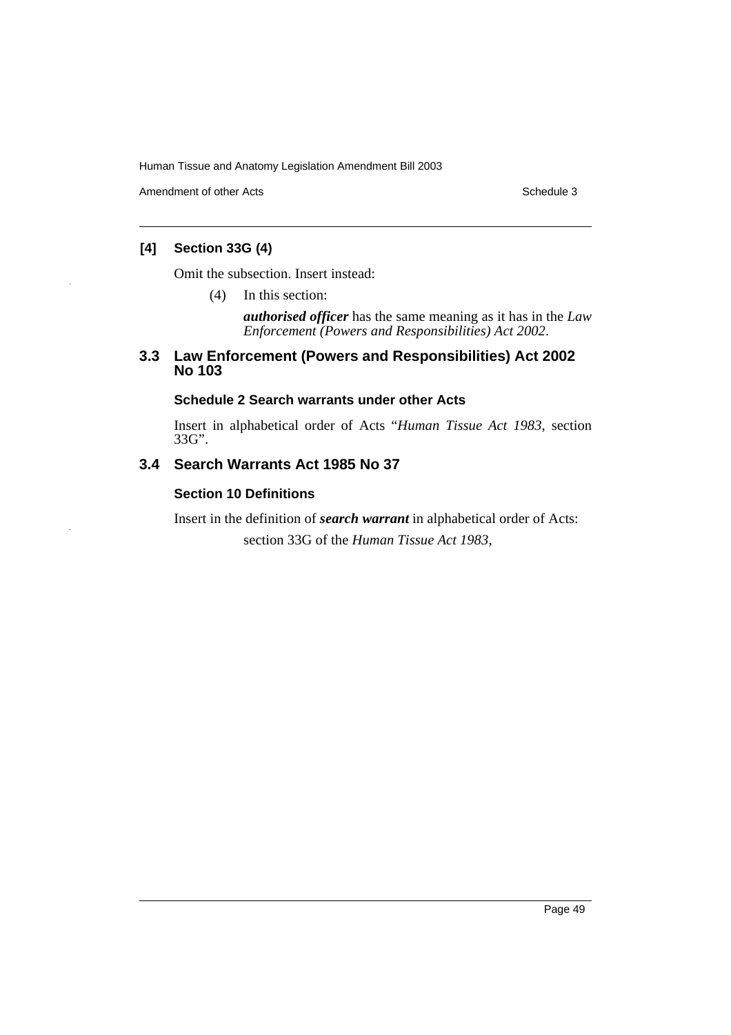### [4] Section 33G (4)

Omit the subsection. Insert instead:

(4) In this section:

***authorised officer*** has the same meaning as it has in the *Law Enforcement (Powers and Responsibilities) Act 2002*.

## 3.3 Law Enforcement (Powers and Responsibilities) Act 2002 No 103

### Schedule 2 Search warrants under other Acts

Insert in alphabetical order of Acts "*Human Tissue Act 1983*, section 33G".

## 3.4 Search Warrants Act 1985 No 37

### Section 10 Definitions

Insert in the definition of ***search warrant*** in alphabetical order of Acts:

section 33G of the *Human Tissue Act 1983*,